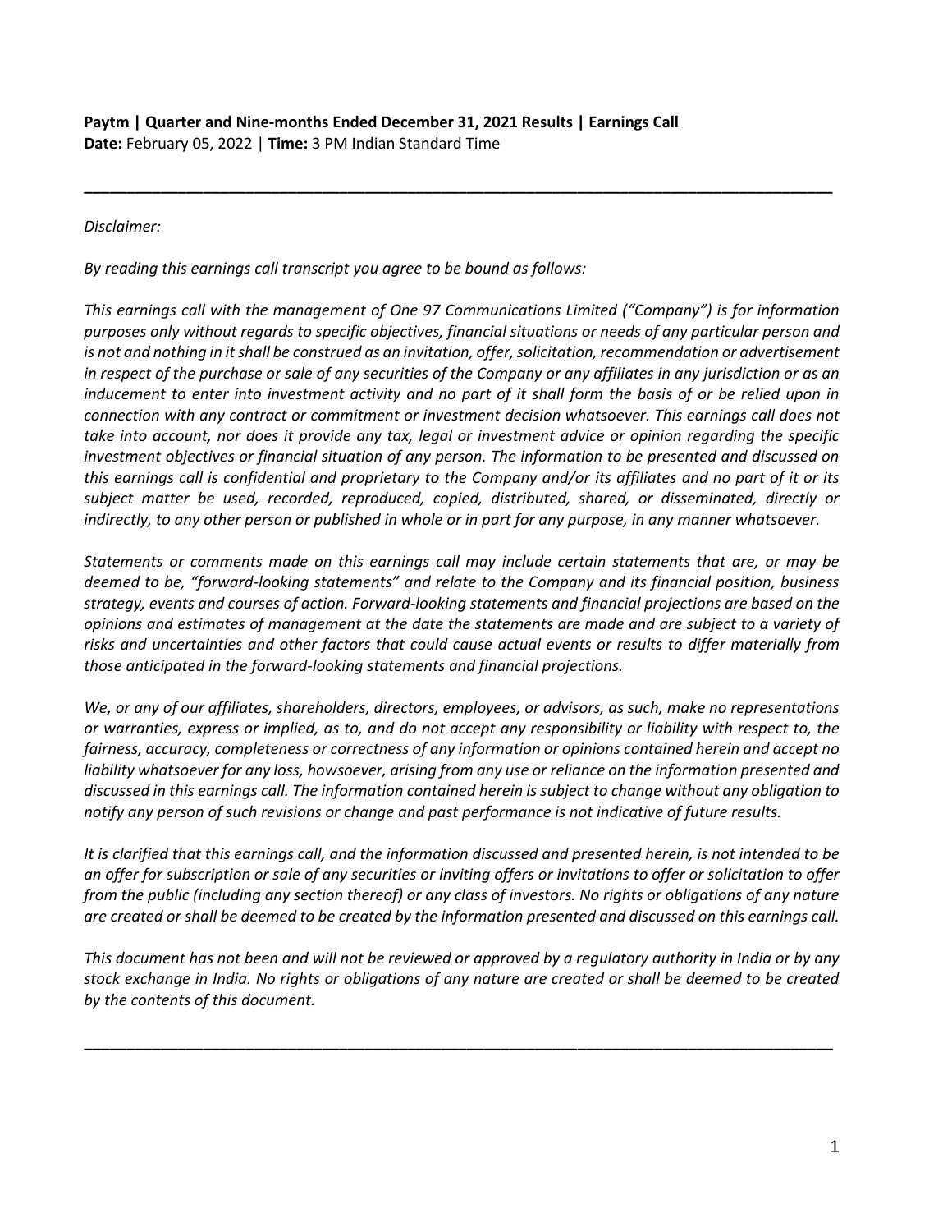**Paytm | Quarter and Nine-months Ended December 31, 2021 Results | Earnings Call**
**Date:** February 05, 2022 | **Time:** 3 PM Indian Standard Time

---

*Disclaimer:*

*By reading this earnings call transcript you agree to be bound as follows:*

*This earnings call with the management of One 97 Communications Limited ("Company") is for information purposes only without regards to specific objectives, financial situations or needs of any particular person and is not and nothing in it shall be construed as an invitation, offer, solicitation, recommendation or advertisement in respect of the purchase or sale of any securities of the Company or any affiliates in any jurisdiction or as an inducement to enter into investment activity and no part of it shall form the basis of or be relied upon in connection with any contract or commitment or investment decision whatsoever. This earnings call does not take into account, nor does it provide any tax, legal or investment advice or opinion regarding the specific investment objectives or financial situation of any person. The information to be presented and discussed on this earnings call is confidential and proprietary to the Company and/or its affiliates and no part of it or its subject matter be used, recorded, reproduced, copied, distributed, shared, or disseminated, directly or indirectly, to any other person or published in whole or in part for any purpose, in any manner whatsoever.*

*Statements or comments made on this earnings call may include certain statements that are, or may be deemed to be, "forward-looking statements" and relate to the Company and its financial position, business strategy, events and courses of action. Forward-looking statements and financial projections are based on the opinions and estimates of management at the date the statements are made and are subject to a variety of risks and uncertainties and other factors that could cause actual events or results to differ materially from those anticipated in the forward-looking statements and financial projections.*

*We, or any of our affiliates, shareholders, directors, employees, or advisors, as such, make no representations or warranties, express or implied, as to, and do not accept any responsibility or liability with respect to, the fairness, accuracy, completeness or correctness of any information or opinions contained herein and accept no liability whatsoever for any loss, howsoever, arising from any use or reliance on the information presented and discussed in this earnings call. The information contained herein is subject to change without any obligation to notify any person of such revisions or change and past performance is not indicative of future results.*

*It is clarified that this earnings call, and the information discussed and presented herein, is not intended to be an offer for subscription or sale of any securities or inviting offers or invitations to offer or solicitation to offer from the public (including any section thereof) or any class of investors. No rights or obligations of any nature are created or shall be deemed to be created by the information presented and discussed on this earnings call.*

*This document has not been and will not be reviewed or approved by a regulatory authority in India or by any stock exchange in India. No rights or obligations of any nature are created or shall be deemed to be created by the contents of this document.*

---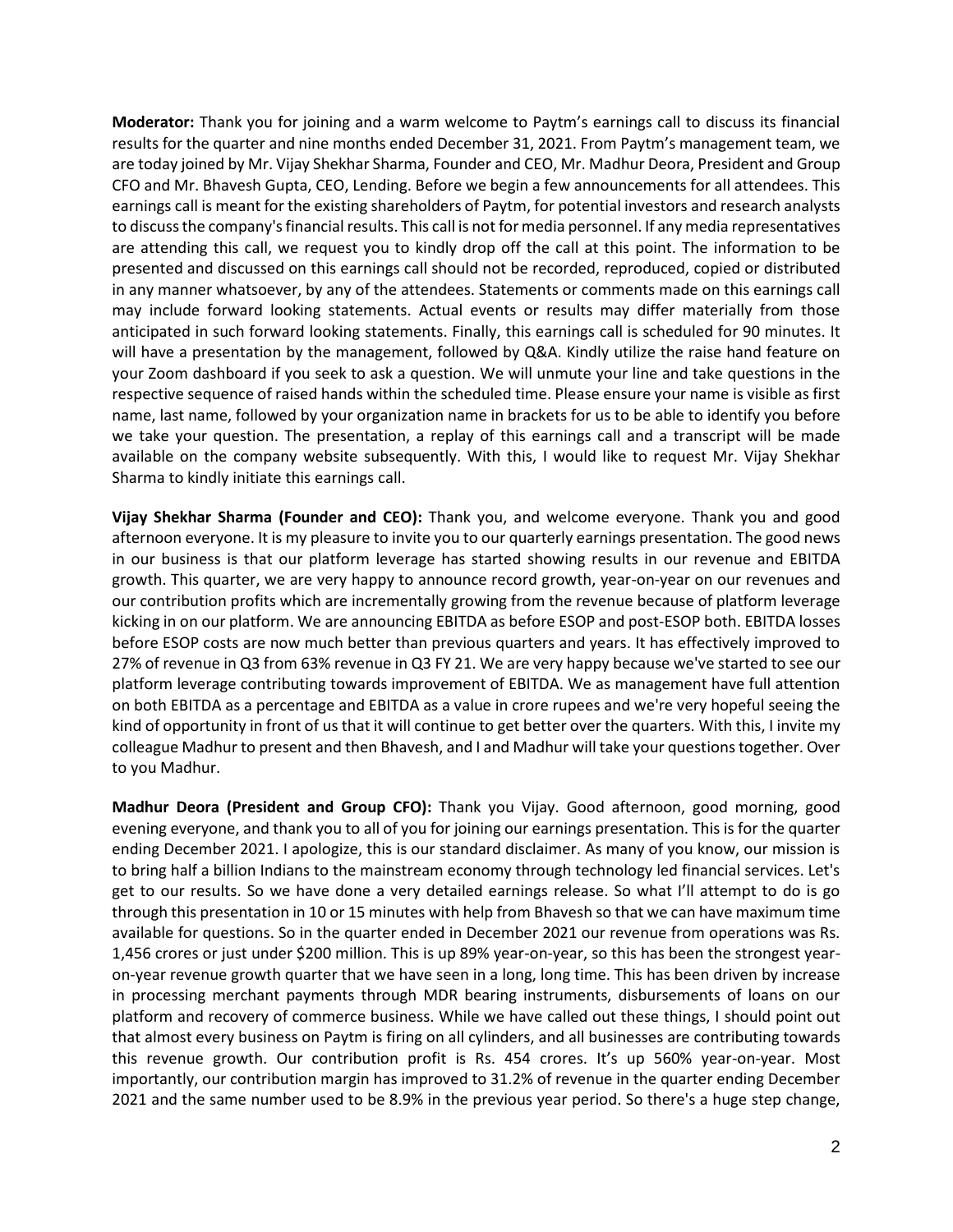**Moderator:** Thank you for joining and a warm welcome to Paytm's earnings call to discuss its financial results for the quarter and nine months ended December 31, 2021. From Paytm's management team, we are today joined by Mr. Vijay Shekhar Sharma, Founder and CEO, Mr. Madhur Deora, President and Group CFO and Mr. Bhavesh Gupta, CEO, Lending. Before we begin a few announcements for all attendees. This earnings call is meant for the existing shareholders of Paytm, for potential investors and research analysts to discuss the company's financial results. This call is not for media personnel. If any media representatives are attending this call, we request you to kindly drop off the call at this point. The information to be presented and discussed on this earnings call should not be recorded, reproduced, copied or distributed in any manner whatsoever, by any of the attendees. Statements or comments made on this earnings call may include forward looking statements. Actual events or results may differ materially from those anticipated in such forward looking statements. Finally, this earnings call is scheduled for 90 minutes. It will have a presentation by the management, followed by Q&A. Kindly utilize the raise hand feature on your Zoom dashboard if you seek to ask a question. We will unmute your line and take questions in the respective sequence of raised hands within the scheduled time. Please ensure your name is visible as first name, last name, followed by your organization name in brackets for us to be able to identify you before we take your question. The presentation, a replay of this earnings call and a transcript will be made available on the company website subsequently. With this, I would like to request Mr. Vijay Shekhar Sharma to kindly initiate this earnings call.

**Vijay Shekhar Sharma (Founder and CEO):** Thank you, and welcome everyone. Thank you and good afternoon everyone. It is my pleasure to invite you to our quarterly earnings presentation. The good news in our business is that our platform leverage has started showing results in our revenue and EBITDA growth. This quarter, we are very happy to announce record growth, year-on-year on our revenues and our contribution profits which are incrementally growing from the revenue because of platform leverage kicking in on our platform. We are announcing EBITDA as before ESOP and post-ESOP both. EBITDA losses before ESOP costs are now much better than previous quarters and years. It has effectively improved to 27% of revenue in Q3 from 63% revenue in Q3 FY 21. We are very happy because we've started to see our platform leverage contributing towards improvement of EBITDA. We as management have full attention on both EBITDA as a percentage and EBITDA as a value in crore rupees and we're very hopeful seeing the kind of opportunity in front of us that it will continue to get better over the quarters. With this, I invite my colleague Madhur to present and then Bhavesh, and I and Madhur will take your questions together. Over to you Madhur.

**Madhur Deora (President and Group CFO):** Thank you Vijay. Good afternoon, good morning, good evening everyone, and thank you to all of you for joining our earnings presentation. This is for the quarter ending December 2021. I apologize, this is our standard disclaimer. As many of you know, our mission is to bring half a billion Indians to the mainstream economy through technology led financial services. Let's get to our results. So we have done a very detailed earnings release. So what I'll attempt to do is go through this presentation in 10 or 15 minutes with help from Bhavesh so that we can have maximum time available for questions. So in the quarter ended in December 2021 our revenue from operations was Rs. 1,456 crores or just under $200 million. This is up 89% year-on-year, so this has been the strongest year-on-year revenue growth quarter that we have seen in a long, long time. This has been driven by increase in processing merchant payments through MDR bearing instruments, disbursements of loans on our platform and recovery of commerce business. While we have called out these things, I should point out that almost every business on Paytm is firing on all cylinders, and all businesses are contributing towards this revenue growth. Our contribution profit is Rs. 454 crores. It's up 560% year-on-year. Most importantly, our contribution margin has improved to 31.2% of revenue in the quarter ending December 2021 and the same number used to be 8.9% in the previous year period. So there's a huge step change,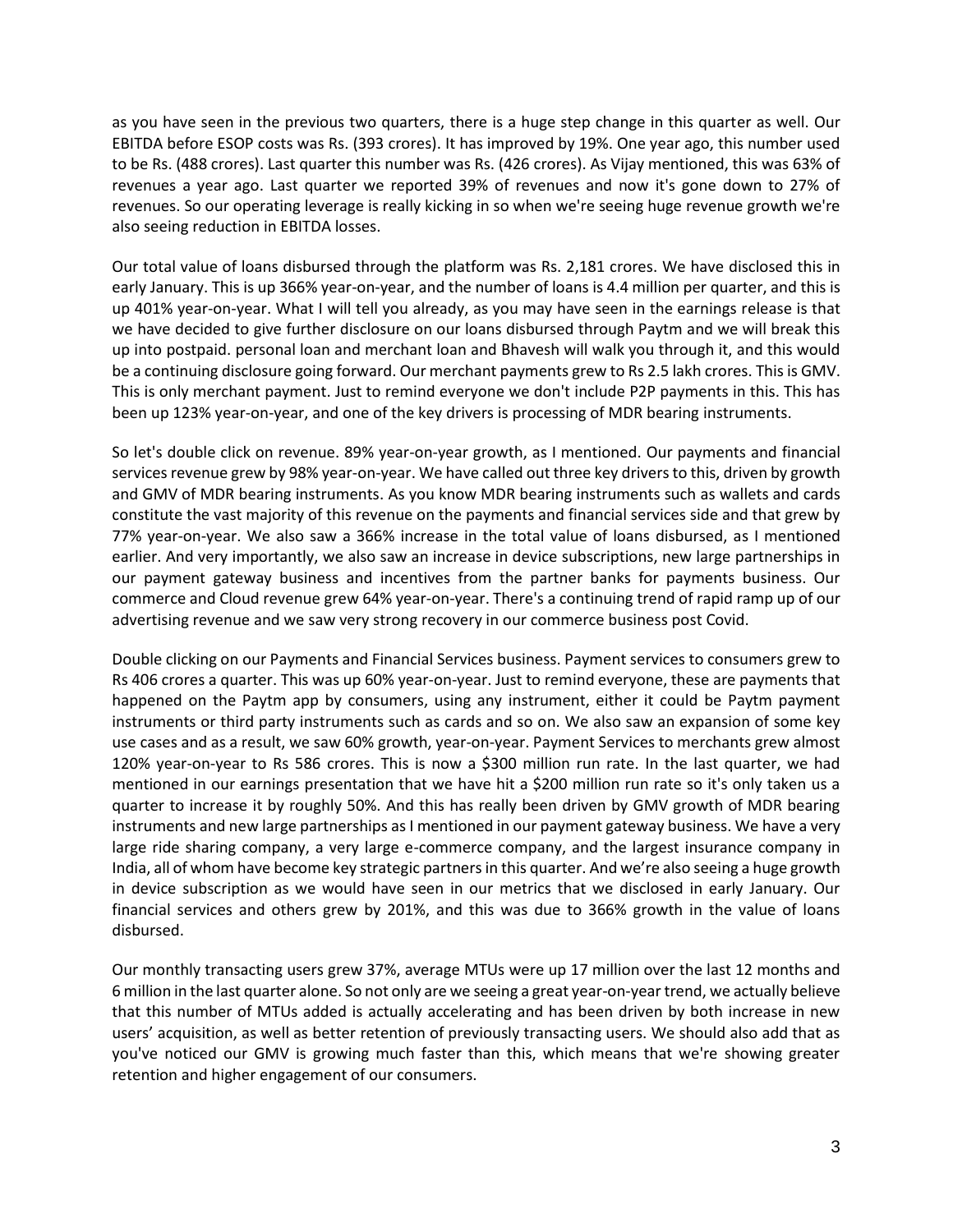as you have seen in the previous two quarters, there is a huge step change in this quarter as well. Our EBITDA before ESOP costs was Rs. (393 crores). It has improved by 19%. One year ago, this number used to be Rs. (488 crores). Last quarter this number was Rs. (426 crores). As Vijay mentioned, this was 63% of revenues a year ago. Last quarter we reported 39% of revenues and now it's gone down to 27% of revenues. So our operating leverage is really kicking in so when we're seeing huge revenue growth we're also seeing reduction in EBITDA losses.

Our total value of loans disbursed through the platform was Rs. 2,181 crores. We have disclosed this in early January. This is up 366% year-on-year, and the number of loans is 4.4 million per quarter, and this is up 401% year-on-year. What I will tell you already, as you may have seen in the earnings release is that we have decided to give further disclosure on our loans disbursed through Paytm and we will break this up into postpaid. personal loan and merchant loan and Bhavesh will walk you through it, and this would be a continuing disclosure going forward. Our merchant payments grew to Rs 2.5 lakh crores. This is GMV. This is only merchant payment. Just to remind everyone we don't include P2P payments in this. This has been up 123% year-on-year, and one of the key drivers is processing of MDR bearing instruments.

So let's double click on revenue. 89% year-on-year growth, as I mentioned. Our payments and financial services revenue grew by 98% year-on-year. We have called out three key drivers to this, driven by growth and GMV of MDR bearing instruments. As you know MDR bearing instruments such as wallets and cards constitute the vast majority of this revenue on the payments and financial services side and that grew by 77% year-on-year. We also saw a 366% increase in the total value of loans disbursed, as I mentioned earlier. And very importantly, we also saw an increase in device subscriptions, new large partnerships in our payment gateway business and incentives from the partner banks for payments business. Our commerce and Cloud revenue grew 64% year-on-year. There's a continuing trend of rapid ramp up of our advertising revenue and we saw very strong recovery in our commerce business post Covid.

Double clicking on our Payments and Financial Services business. Payment services to consumers grew to Rs 406 crores a quarter. This was up 60% year-on-year. Just to remind everyone, these are payments that happened on the Paytm app by consumers, using any instrument, either it could be Paytm payment instruments or third party instruments such as cards and so on. We also saw an expansion of some key use cases and as a result, we saw 60% growth, year-on-year. Payment Services to merchants grew almost 120% year-on-year to Rs 586 crores. This is now a $300 million run rate. In the last quarter, we had mentioned in our earnings presentation that we have hit a $200 million run rate so it's only taken us a quarter to increase it by roughly 50%. And this has really been driven by GMV growth of MDR bearing instruments and new large partnerships as I mentioned in our payment gateway business. We have a very large ride sharing company, a very large e-commerce company, and the largest insurance company in India, all of whom have become key strategic partners in this quarter. And we're also seeing a huge growth in device subscription as we would have seen in our metrics that we disclosed in early January. Our financial services and others grew by 201%, and this was due to 366% growth in the value of loans disbursed.

Our monthly transacting users grew 37%, average MTUs were up 17 million over the last 12 months and 6 million in the last quarter alone. So not only are we seeing a great year-on-year trend, we actually believe that this number of MTUs added is actually accelerating and has been driven by both increase in new users' acquisition, as well as better retention of previously transacting users. We should also add that as you've noticed our GMV is growing much faster than this, which means that we're showing greater retention and higher engagement of our consumers.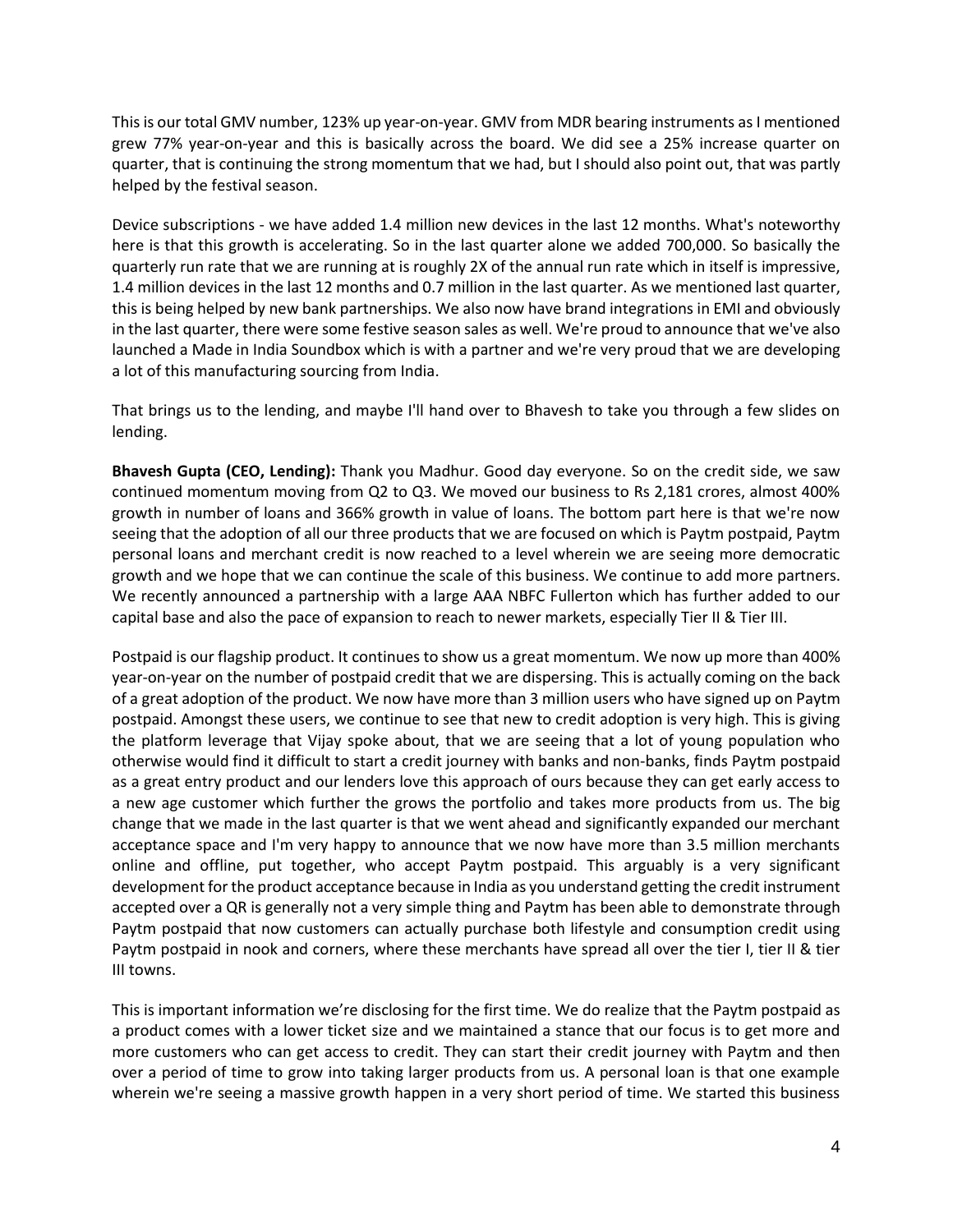This is our total GMV number, 123% up year-on-year. GMV from MDR bearing instruments as I mentioned grew 77% year-on-year and this is basically across the board. We did see a 25% increase quarter on quarter, that is continuing the strong momentum that we had, but I should also point out, that was partly helped by the festival season.

Device subscriptions - we have added 1.4 million new devices in the last 12 months. What's noteworthy here is that this growth is accelerating. So in the last quarter alone we added 700,000. So basically the quarterly run rate that we are running at is roughly 2X of the annual run rate which in itself is impressive, 1.4 million devices in the last 12 months and 0.7 million in the last quarter. As we mentioned last quarter, this is being helped by new bank partnerships. We also now have brand integrations in EMI and obviously in the last quarter, there were some festive season sales as well. We're proud to announce that we've also launched a Made in India Soundbox which is with a partner and we're very proud that we are developing a lot of this manufacturing sourcing from India.

That brings us to the lending, and maybe I'll hand over to Bhavesh to take you through a few slides on lending.

**Bhavesh Gupta (CEO, Lending):** Thank you Madhur. Good day everyone. So on the credit side, we saw continued momentum moving from Q2 to Q3. We moved our business to Rs 2,181 crores, almost 400% growth in number of loans and 366% growth in value of loans. The bottom part here is that we're now seeing that the adoption of all our three products that we are focused on which is Paytm postpaid, Paytm personal loans and merchant credit is now reached to a level wherein we are seeing more democratic growth and we hope that we can continue the scale of this business. We continue to add more partners. We recently announced a partnership with a large AAA NBFC Fullerton which has further added to our capital base and also the pace of expansion to reach to newer markets, especially Tier II & Tier III.

Postpaid is our flagship product. It continues to show us a great momentum. We now up more than 400% year-on-year on the number of postpaid credit that we are dispersing. This is actually coming on the back of a great adoption of the product. We now have more than 3 million users who have signed up on Paytm postpaid. Amongst these users, we continue to see that new to credit adoption is very high. This is giving the platform leverage that Vijay spoke about, that we are seeing that a lot of young population who otherwise would find it difficult to start a credit journey with banks and non-banks, finds Paytm postpaid as a great entry product and our lenders love this approach of ours because they can get early access to a new age customer which further the grows the portfolio and takes more products from us. The big change that we made in the last quarter is that we went ahead and significantly expanded our merchant acceptance space and I'm very happy to announce that we now have more than 3.5 million merchants online and offline, put together, who accept Paytm postpaid. This arguably is a very significant development for the product acceptance because in India as you understand getting the credit instrument accepted over a QR is generally not a very simple thing and Paytm has been able to demonstrate through Paytm postpaid that now customers can actually purchase both lifestyle and consumption credit using Paytm postpaid in nook and corners, where these merchants have spread all over the tier I, tier II & tier III towns.

This is important information we're disclosing for the first time. We do realize that the Paytm postpaid as a product comes with a lower ticket size and we maintained a stance that our focus is to get more and more customers who can get access to credit. They can start their credit journey with Paytm and then over a period of time to grow into taking larger products from us. A personal loan is that one example wherein we're seeing a massive growth happen in a very short period of time. We started this business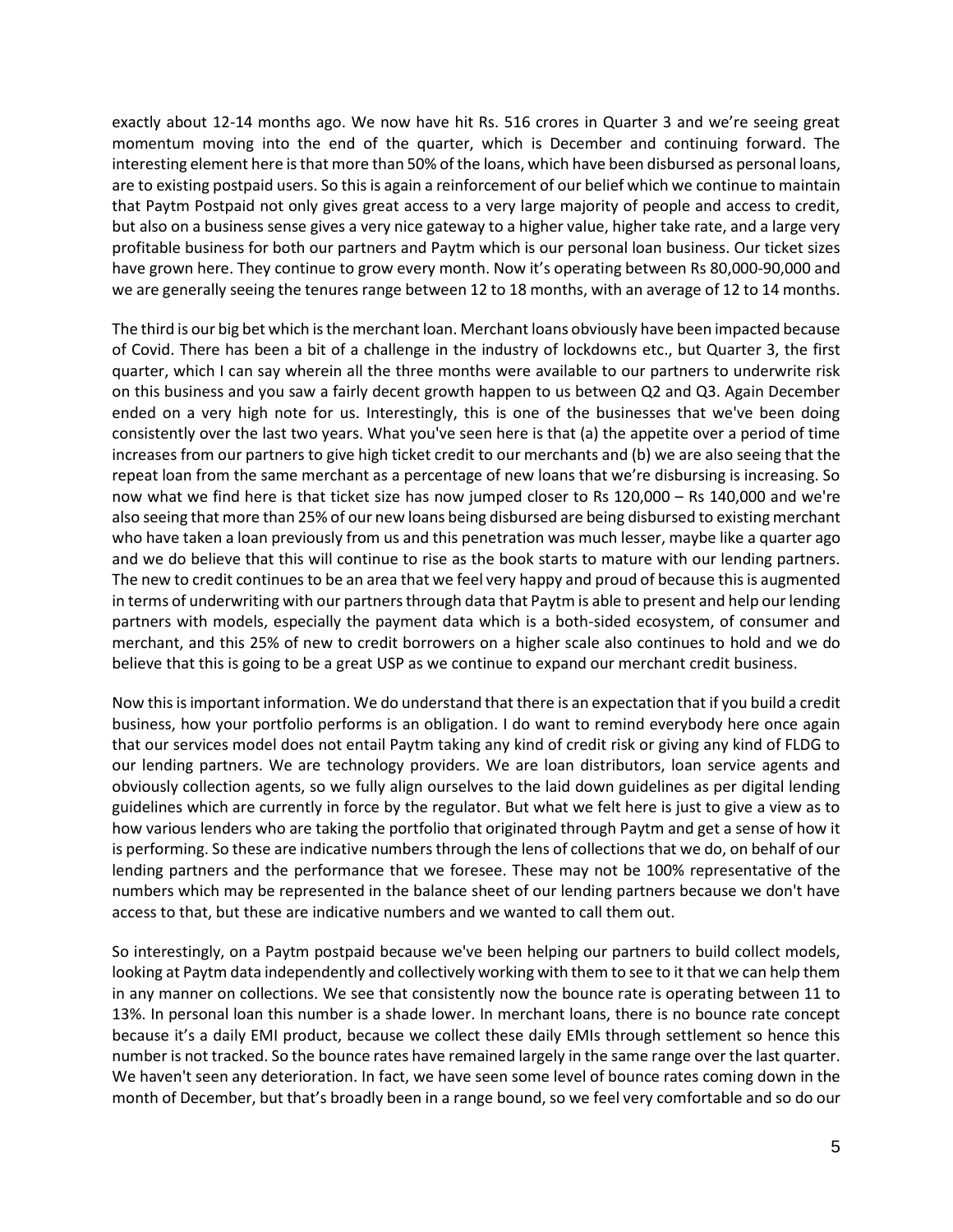exactly about 12-14 months ago. We now have hit Rs. 516 crores in Quarter 3 and we're seeing great momentum moving into the end of the quarter, which is December and continuing forward. The interesting element here is that more than 50% of the loans, which have been disbursed as personal loans, are to existing postpaid users. So this is again a reinforcement of our belief which we continue to maintain that Paytm Postpaid not only gives great access to a very large majority of people and access to credit, but also on a business sense gives a very nice gateway to a higher value, higher take rate, and a large very profitable business for both our partners and Paytm which is our personal loan business. Our ticket sizes have grown here. They continue to grow every month. Now it's operating between Rs 80,000-90,000 and we are generally seeing the tenures range between 12 to 18 months, with an average of 12 to 14 months.

The third is our big bet which is the merchant loan. Merchant loans obviously have been impacted because of Covid. There has been a bit of a challenge in the industry of lockdowns etc., but Quarter 3, the first quarter, which I can say wherein all the three months were available to our partners to underwrite risk on this business and you saw a fairly decent growth happen to us between Q2 and Q3. Again December ended on a very high note for us. Interestingly, this is one of the businesses that we've been doing consistently over the last two years. What you've seen here is that (a) the appetite over a period of time increases from our partners to give high ticket credit to our merchants and (b) we are also seeing that the repeat loan from the same merchant as a percentage of new loans that we're disbursing is increasing. So now what we find here is that ticket size has now jumped closer to Rs 120,000 – Rs 140,000 and we're also seeing that more than 25% of our new loans being disbursed are being disbursed to existing merchant who have taken a loan previously from us and this penetration was much lesser, maybe like a quarter ago and we do believe that this will continue to rise as the book starts to mature with our lending partners. The new to credit continues to be an area that we feel very happy and proud of because this is augmented in terms of underwriting with our partners through data that Paytm is able to present and help our lending partners with models, especially the payment data which is a both-sided ecosystem, of consumer and merchant, and this 25% of new to credit borrowers on a higher scale also continues to hold and we do believe that this is going to be a great USP as we continue to expand our merchant credit business.

Now this is important information. We do understand that there is an expectation that if you build a credit business, how your portfolio performs is an obligation. I do want to remind everybody here once again that our services model does not entail Paytm taking any kind of credit risk or giving any kind of FLDG to our lending partners. We are technology providers. We are loan distributors, loan service agents and obviously collection agents, so we fully align ourselves to the laid down guidelines as per digital lending guidelines which are currently in force by the regulator. But what we felt here is just to give a view as to how various lenders who are taking the portfolio that originated through Paytm and get a sense of how it is performing. So these are indicative numbers through the lens of collections that we do, on behalf of our lending partners and the performance that we foresee. These may not be 100% representative of the numbers which may be represented in the balance sheet of our lending partners because we don't have access to that, but these are indicative numbers and we wanted to call them out.

So interestingly, on a Paytm postpaid because we've been helping our partners to build collect models, looking at Paytm data independently and collectively working with them to see to it that we can help them in any manner on collections. We see that consistently now the bounce rate is operating between 11 to 13%. In personal loan this number is a shade lower. In merchant loans, there is no bounce rate concept because it's a daily EMI product, because we collect these daily EMIs through settlement so hence this number is not tracked. So the bounce rates have remained largely in the same range over the last quarter. We haven't seen any deterioration. In fact, we have seen some level of bounce rates coming down in the month of December, but that's broadly been in a range bound, so we feel very comfortable and so do our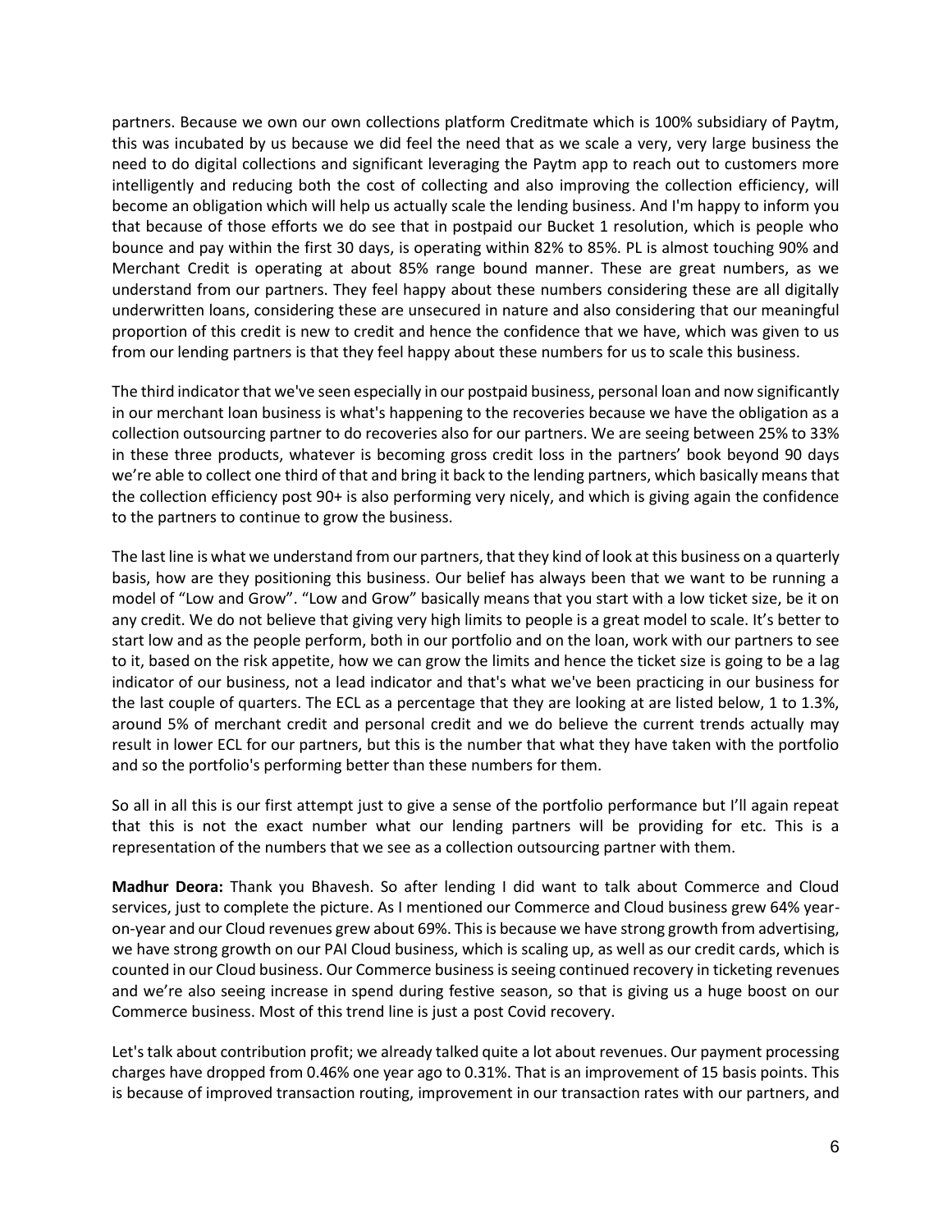partners. Because we own our own collections platform Creditmate which is 100% subsidiary of Paytm, this was incubated by us because we did feel the need that as we scale a very, very large business the need to do digital collections and significant leveraging the Paytm app to reach out to customers more intelligently and reducing both the cost of collecting and also improving the collection efficiency, will become an obligation which will help us actually scale the lending business. And I'm happy to inform you that because of those efforts we do see that in postpaid our Bucket 1 resolution, which is people who bounce and pay within the first 30 days, is operating within 82% to 85%. PL is almost touching 90% and Merchant Credit is operating at about 85% range bound manner. These are great numbers, as we understand from our partners. They feel happy about these numbers considering these are all digitally underwritten loans, considering these are unsecured in nature and also considering that our meaningful proportion of this credit is new to credit and hence the confidence that we have, which was given to us from our lending partners is that they feel happy about these numbers for us to scale this business.

The third indicator that we've seen especially in our postpaid business, personal loan and now significantly in our merchant loan business is what's happening to the recoveries because we have the obligation as a collection outsourcing partner to do recoveries also for our partners. We are seeing between 25% to 33% in these three products, whatever is becoming gross credit loss in the partners' book beyond 90 days we're able to collect one third of that and bring it back to the lending partners, which basically means that the collection efficiency post 90+ is also performing very nicely, and which is giving again the confidence to the partners to continue to grow the business.

The last line is what we understand from our partners, that they kind of look at this business on a quarterly basis, how are they positioning this business. Our belief has always been that we want to be running a model of "Low and Grow". "Low and Grow" basically means that you start with a low ticket size, be it on any credit. We do not believe that giving very high limits to people is a great model to scale. It's better to start low and as the people perform, both in our portfolio and on the loan, work with our partners to see to it, based on the risk appetite, how we can grow the limits and hence the ticket size is going to be a lag indicator of our business, not a lead indicator and that's what we've been practicing in our business for the last couple of quarters. The ECL as a percentage that they are looking at are listed below, 1 to 1.3%, around 5% of merchant credit and personal credit and we do believe the current trends actually may result in lower ECL for our partners, but this is the number that what they have taken with the portfolio and so the portfolio's performing better than these numbers for them.

So all in all this is our first attempt just to give a sense of the portfolio performance but I'll again repeat that this is not the exact number what our lending partners will be providing for etc. This is a representation of the numbers that we see as a collection outsourcing partner with them.

**Madhur Deora:** Thank you Bhavesh. So after lending I did want to talk about Commerce and Cloud services, just to complete the picture. As I mentioned our Commerce and Cloud business grew 64% year-on-year and our Cloud revenues grew about 69%. This is because we have strong growth from advertising, we have strong growth on our PAI Cloud business, which is scaling up, as well as our credit cards, which is counted in our Cloud business. Our Commerce business is seeing continued recovery in ticketing revenues and we're also seeing increase in spend during festive season, so that is giving us a huge boost on our Commerce business. Most of this trend line is just a post Covid recovery.

Let's talk about contribution profit; we already talked quite a lot about revenues. Our payment processing charges have dropped from 0.46% one year ago to 0.31%. That is an improvement of 15 basis points. This is because of improved transaction routing, improvement in our transaction rates with our partners, and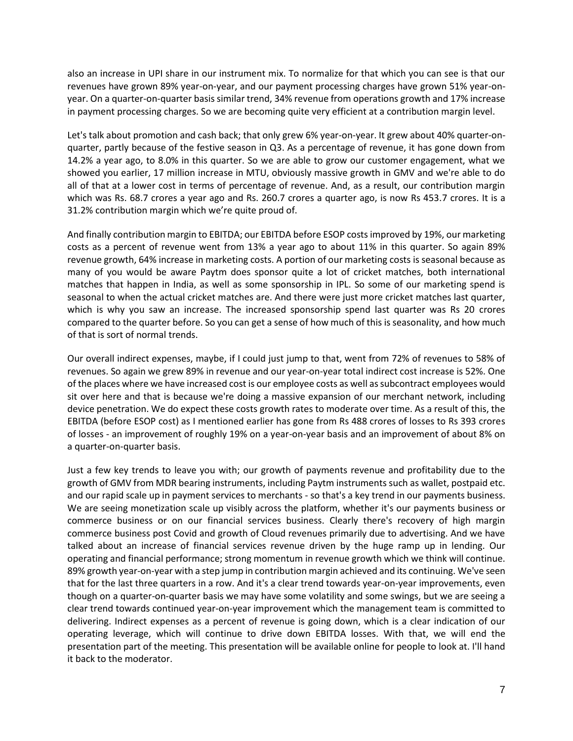also an increase in UPI share in our instrument mix. To normalize for that which you can see is that our revenues have grown 89% year-on-year, and our payment processing charges have grown 51% year-on-year. On a quarter-on-quarter basis similar trend, 34% revenue from operations growth and 17% increase in payment processing charges. So we are becoming quite very efficient at a contribution margin level.

Let's talk about promotion and cash back; that only grew 6% year-on-year. It grew about 40% quarter-on-quarter, partly because of the festive season in Q3. As a percentage of revenue, it has gone down from 14.2% a year ago, to 8.0% in this quarter. So we are able to grow our customer engagement, what we showed you earlier, 17 million increase in MTU, obviously massive growth in GMV and we're able to do all of that at a lower cost in terms of percentage of revenue. And, as a result, our contribution margin which was Rs. 68.7 crores a year ago and Rs. 260.7 crores a quarter ago, is now Rs 453.7 crores. It is a 31.2% contribution margin which we're quite proud of.

And finally contribution margin to EBITDA; our EBITDA before ESOP costs improved by 19%, our marketing costs as a percent of revenue went from 13% a year ago to about 11% in this quarter. So again 89% revenue growth, 64% increase in marketing costs. A portion of our marketing costs is seasonal because as many of you would be aware Paytm does sponsor quite a lot of cricket matches, both international matches that happen in India, as well as some sponsorship in IPL. So some of our marketing spend is seasonal to when the actual cricket matches are. And there were just more cricket matches last quarter, which is why you saw an increase. The increased sponsorship spend last quarter was Rs 20 crores compared to the quarter before. So you can get a sense of how much of this is seasonality, and how much of that is sort of normal trends.

Our overall indirect expenses, maybe, if I could just jump to that, went from 72% of revenues to 58% of revenues. So again we grew 89% in revenue and our year-on-year total indirect cost increase is 52%. One of the places where we have increased cost is our employee costs as well as subcontract employees would sit over here and that is because we're doing a massive expansion of our merchant network, including device penetration. We do expect these costs growth rates to moderate over time. As a result of this, the EBITDA (before ESOP cost) as I mentioned earlier has gone from Rs 488 crores of losses to Rs 393 crores of losses - an improvement of roughly 19% on a year-on-year basis and an improvement of about 8% on a quarter-on-quarter basis.

Just a few key trends to leave you with; our growth of payments revenue and profitability due to the growth of GMV from MDR bearing instruments, including Paytm instruments such as wallet, postpaid etc. and our rapid scale up in payment services to merchants - so that's a key trend in our payments business. We are seeing monetization scale up visibly across the platform, whether it's our payments business or commerce business or on our financial services business. Clearly there's recovery of high margin commerce business post Covid and growth of Cloud revenues primarily due to advertising. And we have talked about an increase of financial services revenue driven by the huge ramp up in lending. Our operating and financial performance; strong momentum in revenue growth which we think will continue. 89% growth year-on-year with a step jump in contribution margin achieved and its continuing. We've seen that for the last three quarters in a row. And it's a clear trend towards year-on-year improvements, even though on a quarter-on-quarter basis we may have some volatility and some swings, but we are seeing a clear trend towards continued year-on-year improvement which the management team is committed to delivering. Indirect expenses as a percent of revenue is going down, which is a clear indication of our operating leverage, which will continue to drive down EBITDA losses. With that, we will end the presentation part of the meeting. This presentation will be available online for people to look at. I'll hand it back to the moderator.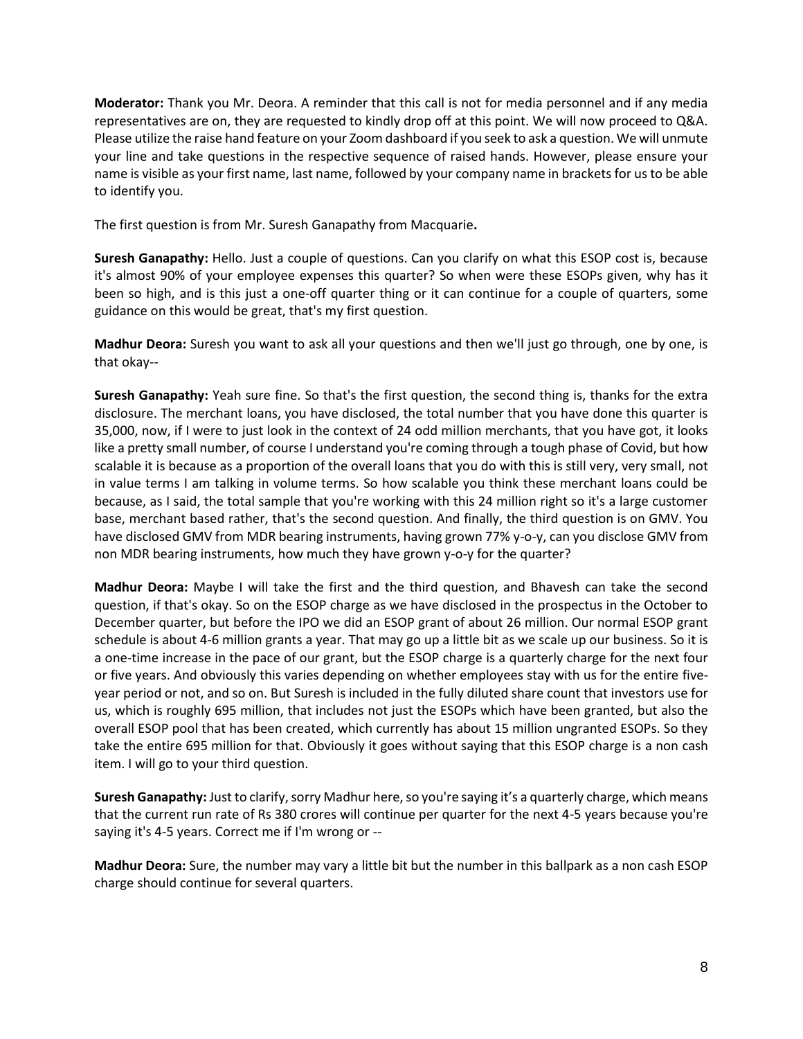**Moderator:** Thank you Mr. Deora. A reminder that this call is not for media personnel and if any media representatives are on, they are requested to kindly drop off at this point. We will now proceed to Q&A. Please utilize the raise hand feature on your Zoom dashboard if you seek to ask a question. We will unmute your line and take questions in the respective sequence of raised hands. However, please ensure your name is visible as your first name, last name, followed by your company name in brackets for us to be able to identify you.

The first question is from Mr. Suresh Ganapathy from Macquarie**.**

**Suresh Ganapathy:** Hello. Just a couple of questions. Can you clarify on what this ESOP cost is, because it's almost 90% of your employee expenses this quarter? So when were these ESOPs given, why has it been so high, and is this just a one-off quarter thing or it can continue for a couple of quarters, some guidance on this would be great, that's my first question.

**Madhur Deora:** Suresh you want to ask all your questions and then we'll just go through, one by one, is that okay--

**Suresh Ganapathy:** Yeah sure fine. So that's the first question, the second thing is, thanks for the extra disclosure. The merchant loans, you have disclosed, the total number that you have done this quarter is 35,000, now, if I were to just look in the context of 24 odd million merchants, that you have got, it looks like a pretty small number, of course I understand you're coming through a tough phase of Covid, but how scalable it is because as a proportion of the overall loans that you do with this is still very, very small, not in value terms I am talking in volume terms. So how scalable you think these merchant loans could be because, as I said, the total sample that you're working with this 24 million right so it's a large customer base, merchant based rather, that's the second question. And finally, the third question is on GMV. You have disclosed GMV from MDR bearing instruments, having grown 77% y-o-y, can you disclose GMV from non MDR bearing instruments, how much they have grown y-o-y for the quarter?

**Madhur Deora:** Maybe I will take the first and the third question, and Bhavesh can take the second question, if that's okay. So on the ESOP charge as we have disclosed in the prospectus in the October to December quarter, but before the IPO we did an ESOP grant of about 26 million. Our normal ESOP grant schedule is about 4-6 million grants a year. That may go up a little bit as we scale up our business. So it is a one-time increase in the pace of our grant, but the ESOP charge is a quarterly charge for the next four or five years. And obviously this varies depending on whether employees stay with us for the entire five-year period or not, and so on. But Suresh is included in the fully diluted share count that investors use for us, which is roughly 695 million, that includes not just the ESOPs which have been granted, but also the overall ESOP pool that has been created, which currently has about 15 million ungranted ESOPs. So they take the entire 695 million for that. Obviously it goes without saying that this ESOP charge is a non cash item. I will go to your third question.

**Suresh Ganapathy:** Just to clarify, sorry Madhur here, so you're saying it's a quarterly charge, which means that the current run rate of Rs 380 crores will continue per quarter for the next 4-5 years because you're saying it's 4-5 years. Correct me if I'm wrong or --

**Madhur Deora:** Sure, the number may vary a little bit but the number in this ballpark as a non cash ESOP charge should continue for several quarters.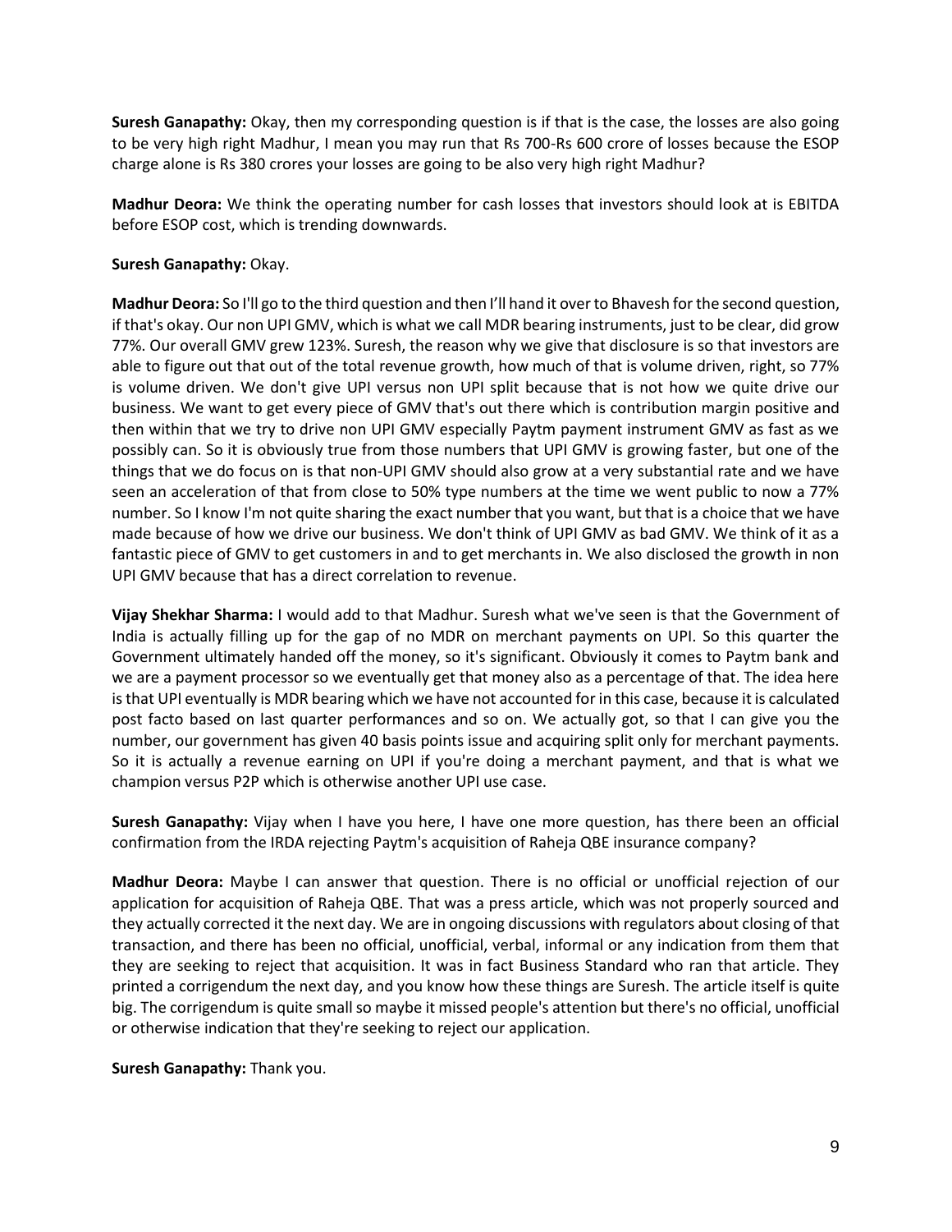**Suresh Ganapathy:** Okay, then my corresponding question is if that is the case, the losses are also going to be very high right Madhur, I mean you may run that Rs 700-Rs 600 crore of losses because the ESOP charge alone is Rs 380 crores your losses are going to be also very high right Madhur?

**Madhur Deora:** We think the operating number for cash losses that investors should look at is EBITDA before ESOP cost, which is trending downwards.

**Suresh Ganapathy:** Okay.

**Madhur Deora:** So I'll go to the third question and then I'll hand it over to Bhavesh for the second question, if that's okay. Our non UPI GMV, which is what we call MDR bearing instruments, just to be clear, did grow 77%. Our overall GMV grew 123%. Suresh, the reason why we give that disclosure is so that investors are able to figure out that out of the total revenue growth, how much of that is volume driven, right, so 77% is volume driven. We don't give UPI versus non UPI split because that is not how we quite drive our business. We want to get every piece of GMV that's out there which is contribution margin positive and then within that we try to drive non UPI GMV especially Paytm payment instrument GMV as fast as we possibly can. So it is obviously true from those numbers that UPI GMV is growing faster, but one of the things that we do focus on is that non-UPI GMV should also grow at a very substantial rate and we have seen an acceleration of that from close to 50% type numbers at the time we went public to now a 77% number. So I know I'm not quite sharing the exact number that you want, but that is a choice that we have made because of how we drive our business. We don't think of UPI GMV as bad GMV. We think of it as a fantastic piece of GMV to get customers in and to get merchants in. We also disclosed the growth in non UPI GMV because that has a direct correlation to revenue.

**Vijay Shekhar Sharma:** I would add to that Madhur. Suresh what we've seen is that the Government of India is actually filling up for the gap of no MDR on merchant payments on UPI. So this quarter the Government ultimately handed off the money, so it's significant. Obviously it comes to Paytm bank and we are a payment processor so we eventually get that money also as a percentage of that. The idea here is that UPI eventually is MDR bearing which we have not accounted for in this case, because it is calculated post facto based on last quarter performances and so on. We actually got, so that I can give you the number, our government has given 40 basis points issue and acquiring split only for merchant payments. So it is actually a revenue earning on UPI if you're doing a merchant payment, and that is what we champion versus P2P which is otherwise another UPI use case.

**Suresh Ganapathy:** Vijay when I have you here, I have one more question, has there been an official confirmation from the IRDA rejecting Paytm's acquisition of Raheja QBE insurance company?

**Madhur Deora:** Maybe I can answer that question. There is no official or unofficial rejection of our application for acquisition of Raheja QBE. That was a press article, which was not properly sourced and they actually corrected it the next day. We are in ongoing discussions with regulators about closing of that transaction, and there has been no official, unofficial, verbal, informal or any indication from them that they are seeking to reject that acquisition. It was in fact Business Standard who ran that article. They printed a corrigendum the next day, and you know how these things are Suresh. The article itself is quite big. The corrigendum is quite small so maybe it missed people's attention but there's no official, unofficial or otherwise indication that they're seeking to reject our application.

**Suresh Ganapathy:** Thank you.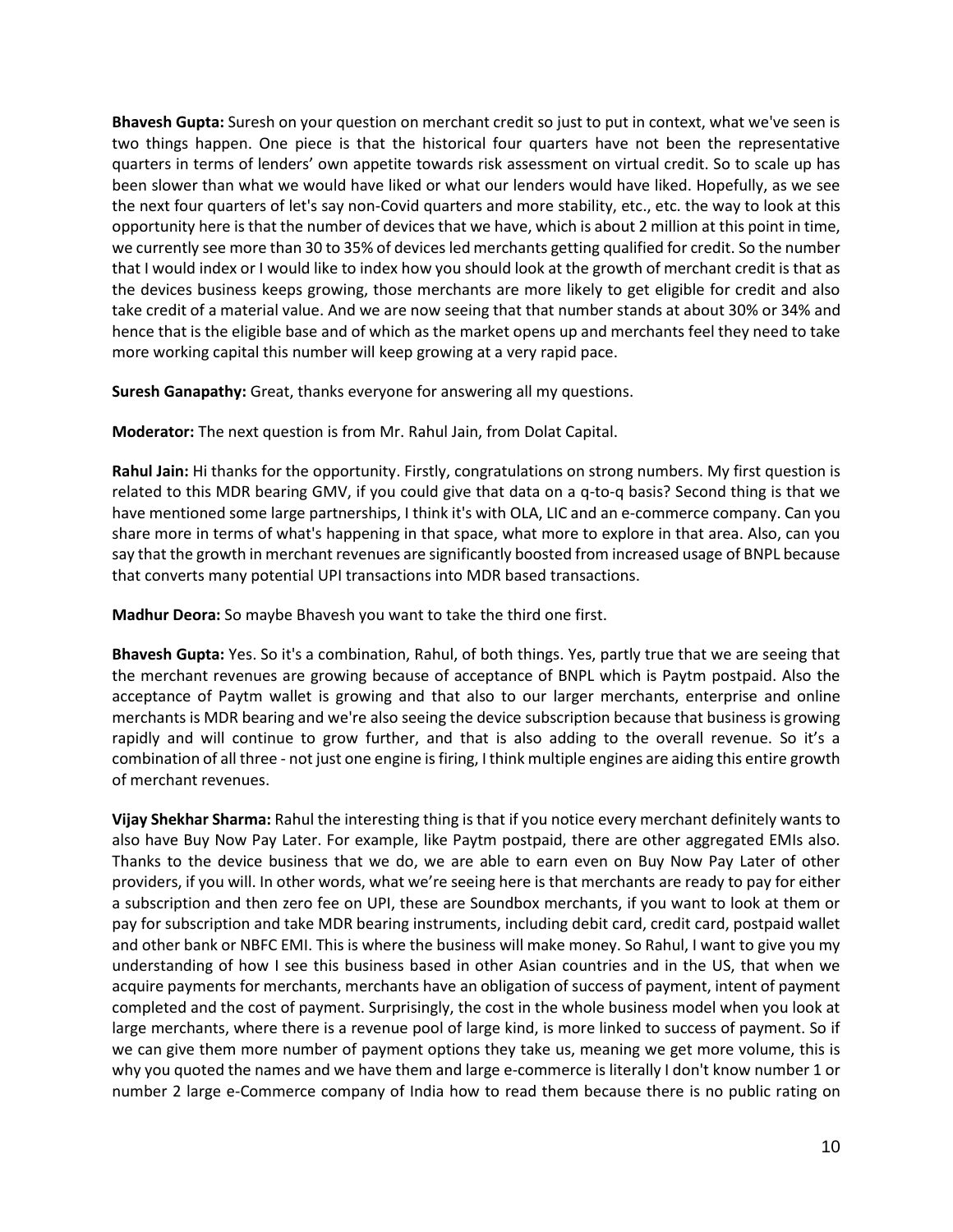**Bhavesh Gupta:** Suresh on your question on merchant credit so just to put in context, what we've seen is two things happen. One piece is that the historical four quarters have not been the representative quarters in terms of lenders' own appetite towards risk assessment on virtual credit. So to scale up has been slower than what we would have liked or what our lenders would have liked. Hopefully, as we see the next four quarters of let's say non-Covid quarters and more stability, etc., etc. the way to look at this opportunity here is that the number of devices that we have, which is about 2 million at this point in time, we currently see more than 30 to 35% of devices led merchants getting qualified for credit. So the number that I would index or I would like to index how you should look at the growth of merchant credit is that as the devices business keeps growing, those merchants are more likely to get eligible for credit and also take credit of a material value. And we are now seeing that that number stands at about 30% or 34% and hence that is the eligible base and of which as the market opens up and merchants feel they need to take more working capital this number will keep growing at a very rapid pace.

**Suresh Ganapathy:** Great, thanks everyone for answering all my questions.

**Moderator:** The next question is from Mr. Rahul Jain, from Dolat Capital.

**Rahul Jain:** Hi thanks for the opportunity. Firstly, congratulations on strong numbers. My first question is related to this MDR bearing GMV, if you could give that data on a q-to-q basis? Second thing is that we have mentioned some large partnerships, I think it's with OLA, LIC and an e-commerce company. Can you share more in terms of what's happening in that space, what more to explore in that area. Also, can you say that the growth in merchant revenues are significantly boosted from increased usage of BNPL because that converts many potential UPI transactions into MDR based transactions.

**Madhur Deora:** So maybe Bhavesh you want to take the third one first.

**Bhavesh Gupta:** Yes. So it's a combination, Rahul, of both things. Yes, partly true that we are seeing that the merchant revenues are growing because of acceptance of BNPL which is Paytm postpaid. Also the acceptance of Paytm wallet is growing and that also to our larger merchants, enterprise and online merchants is MDR bearing and we're also seeing the device subscription because that business is growing rapidly and will continue to grow further, and that is also adding to the overall revenue. So it's a combination of all three - not just one engine is firing, I think multiple engines are aiding this entire growth of merchant revenues.

**Vijay Shekhar Sharma:** Rahul the interesting thing is that if you notice every merchant definitely wants to also have Buy Now Pay Later. For example, like Paytm postpaid, there are other aggregated EMIs also. Thanks to the device business that we do, we are able to earn even on Buy Now Pay Later of other providers, if you will. In other words, what we're seeing here is that merchants are ready to pay for either a subscription and then zero fee on UPI, these are Soundbox merchants, if you want to look at them or pay for subscription and take MDR bearing instruments, including debit card, credit card, postpaid wallet and other bank or NBFC EMI. This is where the business will make money. So Rahul, I want to give you my understanding of how I see this business based in other Asian countries and in the US, that when we acquire payments for merchants, merchants have an obligation of success of payment, intent of payment completed and the cost of payment. Surprisingly, the cost in the whole business model when you look at large merchants, where there is a revenue pool of large kind, is more linked to success of payment. So if we can give them more number of payment options they take us, meaning we get more volume, this is why you quoted the names and we have them and large e-commerce is literally I don't know number 1 or number 2 large e-Commerce company of India how to read them because there is no public rating on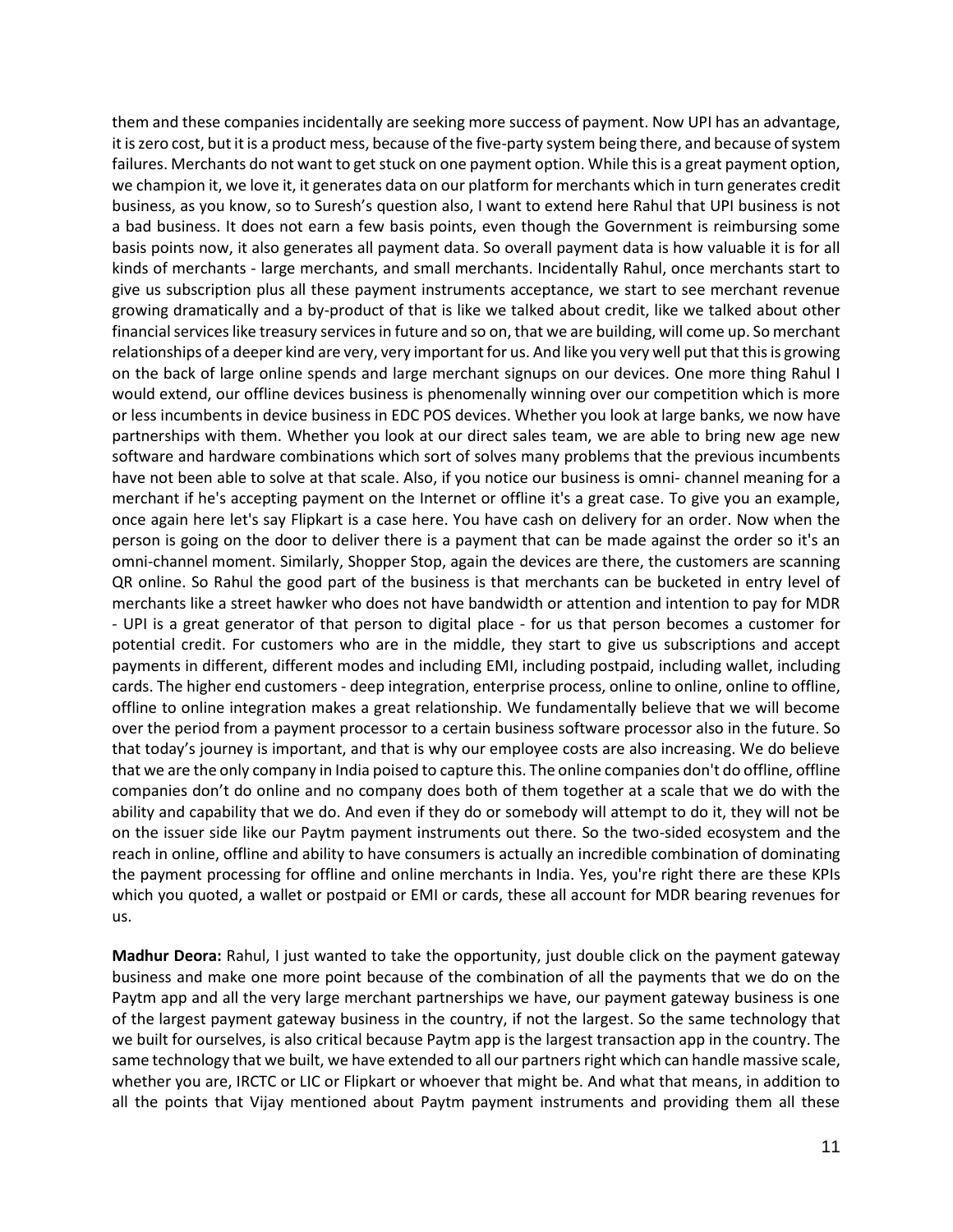them and these companies incidentally are seeking more success of payment. Now UPI has an advantage, it is zero cost, but it is a product mess, because of the five-party system being there, and because of system failures. Merchants do not want to get stuck on one payment option. While this is a great payment option, we champion it, we love it, it generates data on our platform for merchants which in turn generates credit business, as you know, so to Suresh's question also, I want to extend here Rahul that UPI business is not a bad business. It does not earn a few basis points, even though the Government is reimbursing some basis points now, it also generates all payment data. So overall payment data is how valuable it is for all kinds of merchants - large merchants, and small merchants. Incidentally Rahul, once merchants start to give us subscription plus all these payment instruments acceptance, we start to see merchant revenue growing dramatically and a by-product of that is like we talked about credit, like we talked about other financial services like treasury services in future and so on, that we are building, will come up. So merchant relationships of a deeper kind are very, very important for us. And like you very well put that this is growing on the back of large online spends and large merchant signups on our devices. One more thing Rahul I would extend, our offline devices business is phenomenally winning over our competition which is more or less incumbents in device business in EDC POS devices. Whether you look at large banks, we now have partnerships with them. Whether you look at our direct sales team, we are able to bring new age new software and hardware combinations which sort of solves many problems that the previous incumbents have not been able to solve at that scale. Also, if you notice our business is omni- channel meaning for a merchant if he's accepting payment on the Internet or offline it's a great case. To give you an example, once again here let's say Flipkart is a case here. You have cash on delivery for an order. Now when the person is going on the door to deliver there is a payment that can be made against the order so it's an omni-channel moment. Similarly, Shopper Stop, again the devices are there, the customers are scanning QR online. So Rahul the good part of the business is that merchants can be bucketed in entry level of merchants like a street hawker who does not have bandwidth or attention and intention to pay for MDR - UPI is a great generator of that person to digital place - for us that person becomes a customer for potential credit. For customers who are in the middle, they start to give us subscriptions and accept payments in different, different modes and including EMI, including postpaid, including wallet, including cards. The higher end customers - deep integration, enterprise process, online to online, online to offline, offline to online integration makes a great relationship. We fundamentally believe that we will become over the period from a payment processor to a certain business software processor also in the future. So that today's journey is important, and that is why our employee costs are also increasing. We do believe that we are the only company in India poised to capture this. The online companies don't do offline, offline companies don't do online and no company does both of them together at a scale that we do with the ability and capability that we do. And even if they do or somebody will attempt to do it, they will not be on the issuer side like our Paytm payment instruments out there. So the two-sided ecosystem and the reach in online, offline and ability to have consumers is actually an incredible combination of dominating the payment processing for offline and online merchants in India. Yes, you're right there are these KPIs which you quoted, a wallet or postpaid or EMI or cards, these all account for MDR bearing revenues for us.

**Madhur Deora:** Rahul, I just wanted to take the opportunity, just double click on the payment gateway business and make one more point because of the combination of all the payments that we do on the Paytm app and all the very large merchant partnerships we have, our payment gateway business is one of the largest payment gateway business in the country, if not the largest. So the same technology that we built for ourselves, is also critical because Paytm app is the largest transaction app in the country. The same technology that we built, we have extended to all our partners right which can handle massive scale, whether you are, IRCTC or LIC or Flipkart or whoever that might be. And what that means, in addition to all the points that Vijay mentioned about Paytm payment instruments and providing them all these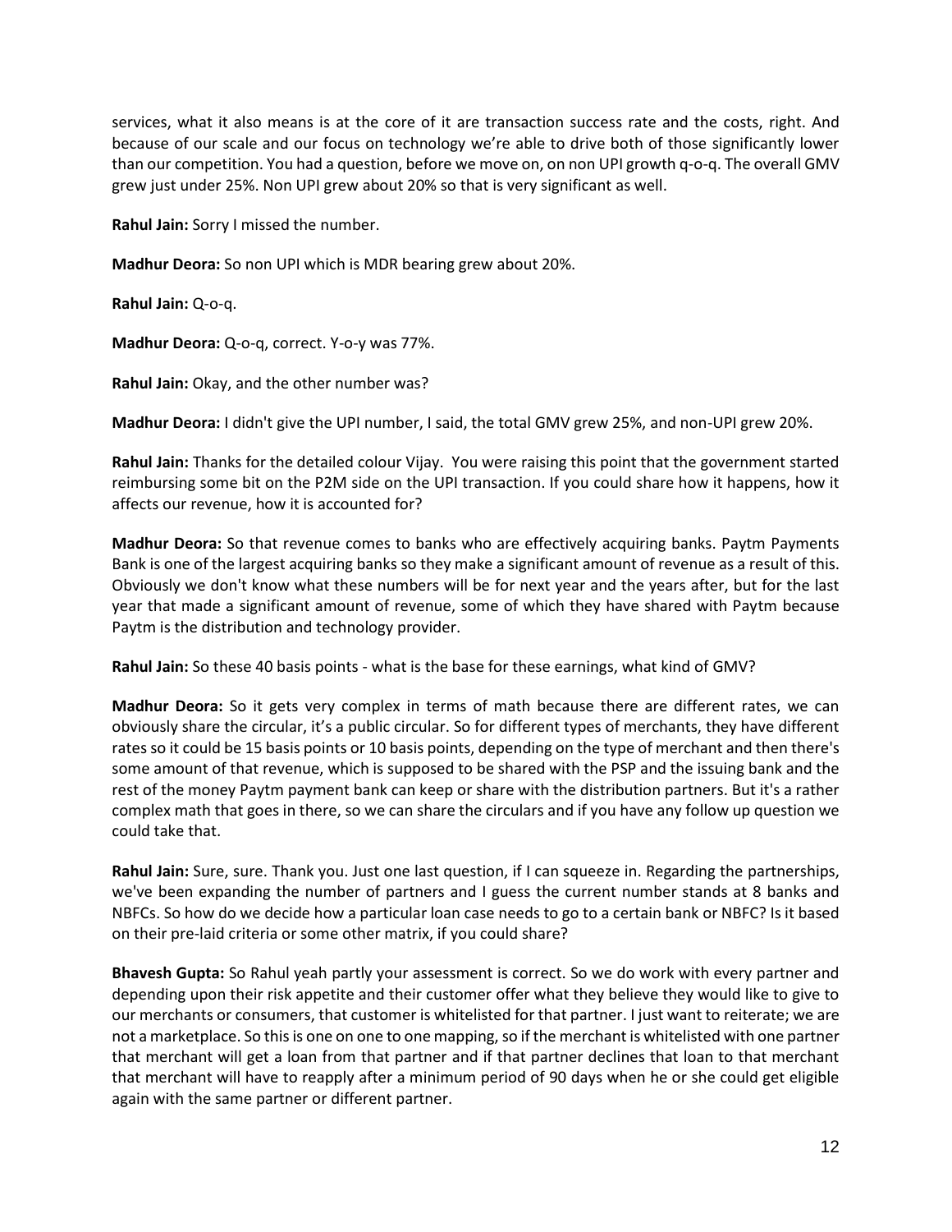services, what it also means is at the core of it are transaction success rate and the costs, right. And because of our scale and our focus on technology we're able to drive both of those significantly lower than our competition. You had a question, before we move on, on non UPI growth q-o-q. The overall GMV grew just under 25%. Non UPI grew about 20% so that is very significant as well.

**Rahul Jain:** Sorry I missed the number.

**Madhur Deora:** So non UPI which is MDR bearing grew about 20%.

**Rahul Jain:** Q-o-q.

**Madhur Deora:** Q-o-q, correct. Y-o-y was 77%.

**Rahul Jain:** Okay, and the other number was?

**Madhur Deora:** I didn't give the UPI number, I said, the total GMV grew 25%, and non-UPI grew 20%.

**Rahul Jain:** Thanks for the detailed colour Vijay. You were raising this point that the government started reimbursing some bit on the P2M side on the UPI transaction. If you could share how it happens, how it affects our revenue, how it is accounted for?

**Madhur Deora:** So that revenue comes to banks who are effectively acquiring banks. Paytm Payments Bank is one of the largest acquiring banks so they make a significant amount of revenue as a result of this. Obviously we don't know what these numbers will be for next year and the years after, but for the last year that made a significant amount of revenue, some of which they have shared with Paytm because Paytm is the distribution and technology provider.

**Rahul Jain:** So these 40 basis points - what is the base for these earnings, what kind of GMV?

**Madhur Deora:** So it gets very complex in terms of math because there are different rates, we can obviously share the circular, it's a public circular. So for different types of merchants, they have different rates so it could be 15 basis points or 10 basis points, depending on the type of merchant and then there's some amount of that revenue, which is supposed to be shared with the PSP and the issuing bank and the rest of the money Paytm payment bank can keep or share with the distribution partners. But it's a rather complex math that goes in there, so we can share the circulars and if you have any follow up question we could take that.

**Rahul Jain:** Sure, sure. Thank you. Just one last question, if I can squeeze in. Regarding the partnerships, we've been expanding the number of partners and I guess the current number stands at 8 banks and NBFCs. So how do we decide how a particular loan case needs to go to a certain bank or NBFC? Is it based on their pre-laid criteria or some other matrix, if you could share?

**Bhavesh Gupta:** So Rahul yeah partly your assessment is correct. So we do work with every partner and depending upon their risk appetite and their customer offer what they believe they would like to give to our merchants or consumers, that customer is whitelisted for that partner. I just want to reiterate; we are not a marketplace. So this is one on one to one mapping, so if the merchant is whitelisted with one partner that merchant will get a loan from that partner and if that partner declines that loan to that merchant that merchant will have to reapply after a minimum period of 90 days when he or she could get eligible again with the same partner or different partner.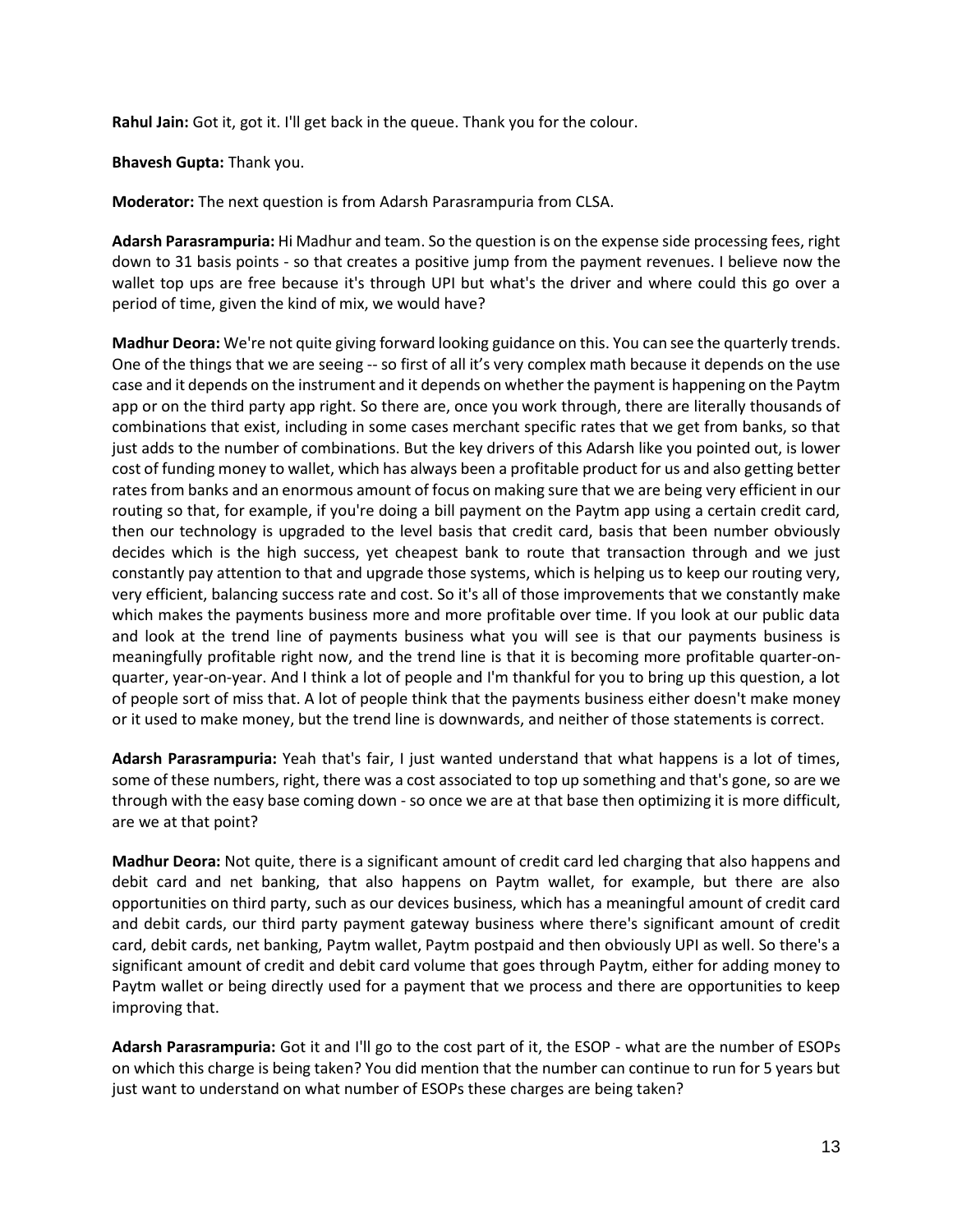**Rahul Jain:** Got it, got it. I'll get back in the queue. Thank you for the colour.

**Bhavesh Gupta:** Thank you.

**Moderator:** The next question is from Adarsh Parasrampuria from CLSA.

**Adarsh Parasrampuria:** Hi Madhur and team. So the question is on the expense side processing fees, right down to 31 basis points - so that creates a positive jump from the payment revenues. I believe now the wallet top ups are free because it's through UPI but what's the driver and where could this go over a period of time, given the kind of mix, we would have?

**Madhur Deora:** We're not quite giving forward looking guidance on this. You can see the quarterly trends. One of the things that we are seeing -- so first of all it's very complex math because it depends on the use case and it depends on the instrument and it depends on whether the payment is happening on the Paytm app or on the third party app right. So there are, once you work through, there are literally thousands of combinations that exist, including in some cases merchant specific rates that we get from banks, so that just adds to the number of combinations. But the key drivers of this Adarsh like you pointed out, is lower cost of funding money to wallet, which has always been a profitable product for us and also getting better rates from banks and an enormous amount of focus on making sure that we are being very efficient in our routing so that, for example, if you're doing a bill payment on the Paytm app using a certain credit card, then our technology is upgraded to the level basis that credit card, basis that been number obviously decides which is the high success, yet cheapest bank to route that transaction through and we just constantly pay attention to that and upgrade those systems, which is helping us to keep our routing very, very efficient, balancing success rate and cost. So it's all of those improvements that we constantly make which makes the payments business more and more profitable over time. If you look at our public data and look at the trend line of payments business what you will see is that our payments business is meaningfully profitable right now, and the trend line is that it is becoming more profitable quarter-on-quarter, year-on-year. And I think a lot of people and I'm thankful for you to bring up this question, a lot of people sort of miss that. A lot of people think that the payments business either doesn't make money or it used to make money, but the trend line is downwards, and neither of those statements is correct.

**Adarsh Parasrampuria:** Yeah that's fair, I just wanted understand that what happens is a lot of times, some of these numbers, right, there was a cost associated to top up something and that's gone, so are we through with the easy base coming down - so once we are at that base then optimizing it is more difficult, are we at that point?

**Madhur Deora:** Not quite, there is a significant amount of credit card led charging that also happens and debit card and net banking, that also happens on Paytm wallet, for example, but there are also opportunities on third party, such as our devices business, which has a meaningful amount of credit card and debit cards, our third party payment gateway business where there's significant amount of credit card, debit cards, net banking, Paytm wallet, Paytm postpaid and then obviously UPI as well. So there's a significant amount of credit and debit card volume that goes through Paytm, either for adding money to Paytm wallet or being directly used for a payment that we process and there are opportunities to keep improving that.

**Adarsh Parasrampuria:** Got it and I'll go to the cost part of it, the ESOP - what are the number of ESOPs on which this charge is being taken? You did mention that the number can continue to run for 5 years but just want to understand on what number of ESOPs these charges are being taken?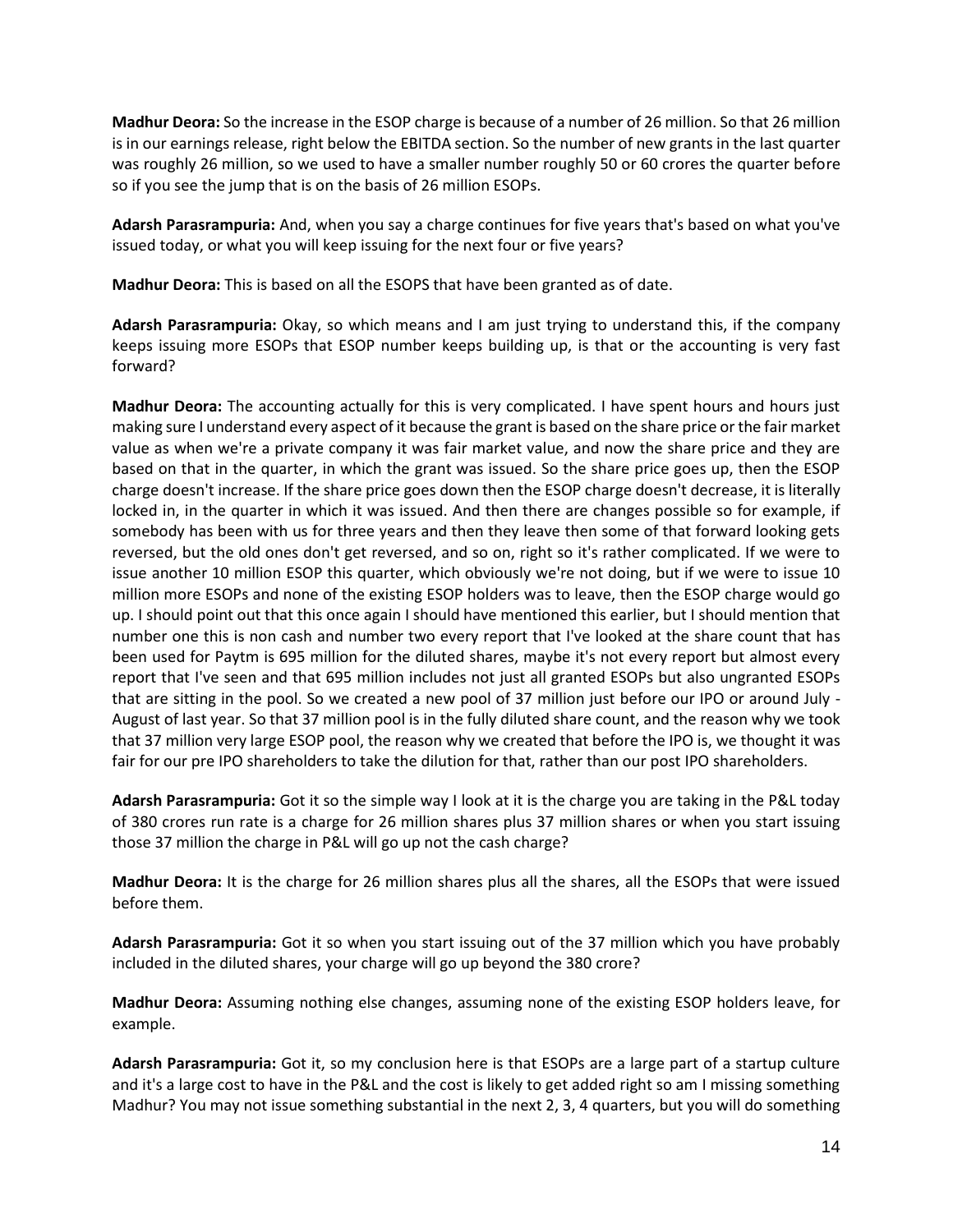**Madhur Deora:** So the increase in the ESOP charge is because of a number of 26 million. So that 26 million is in our earnings release, right below the EBITDA section. So the number of new grants in the last quarter was roughly 26 million, so we used to have a smaller number roughly 50 or 60 crores the quarter before so if you see the jump that is on the basis of 26 million ESOPs.

**Adarsh Parasrampuria:** And, when you say a charge continues for five years that's based on what you've issued today, or what you will keep issuing for the next four or five years?

**Madhur Deora:** This is based on all the ESOPS that have been granted as of date.

**Adarsh Parasrampuria:** Okay, so which means and I am just trying to understand this, if the company keeps issuing more ESOPs that ESOP number keeps building up, is that or the accounting is very fast forward?

**Madhur Deora:** The accounting actually for this is very complicated. I have spent hours and hours just making sure I understand every aspect of it because the grant is based on the share price or the fair market value as when we're a private company it was fair market value, and now the share price and they are based on that in the quarter, in which the grant was issued. So the share price goes up, then the ESOP charge doesn't increase. If the share price goes down then the ESOP charge doesn't decrease, it is literally locked in, in the quarter in which it was issued. And then there are changes possible so for example, if somebody has been with us for three years and then they leave then some of that forward looking gets reversed, but the old ones don't get reversed, and so on, right so it's rather complicated. If we were to issue another 10 million ESOP this quarter, which obviously we're not doing, but if we were to issue 10 million more ESOPs and none of the existing ESOP holders was to leave, then the ESOP charge would go up. I should point out that this once again I should have mentioned this earlier, but I should mention that number one this is non cash and number two every report that I've looked at the share count that has been used for Paytm is 695 million for the diluted shares, maybe it's not every report but almost every report that I've seen and that 695 million includes not just all granted ESOPs but also ungranted ESOPs that are sitting in the pool. So we created a new pool of 37 million just before our IPO or around July - August of last year. So that 37 million pool is in the fully diluted share count, and the reason why we took that 37 million very large ESOP pool, the reason why we created that before the IPO is, we thought it was fair for our pre IPO shareholders to take the dilution for that, rather than our post IPO shareholders.

**Adarsh Parasrampuria:** Got it so the simple way I look at it is the charge you are taking in the P&L today of 380 crores run rate is a charge for 26 million shares plus 37 million shares or when you start issuing those 37 million the charge in P&L will go up not the cash charge?

**Madhur Deora:** It is the charge for 26 million shares plus all the shares, all the ESOPs that were issued before them.

**Adarsh Parasrampuria:** Got it so when you start issuing out of the 37 million which you have probably included in the diluted shares, your charge will go up beyond the 380 crore?

**Madhur Deora:** Assuming nothing else changes, assuming none of the existing ESOP holders leave, for example.

**Adarsh Parasrampuria:** Got it, so my conclusion here is that ESOPs are a large part of a startup culture and it's a large cost to have in the P&L and the cost is likely to get added right so am I missing something Madhur? You may not issue something substantial in the next 2, 3, 4 quarters, but you will do something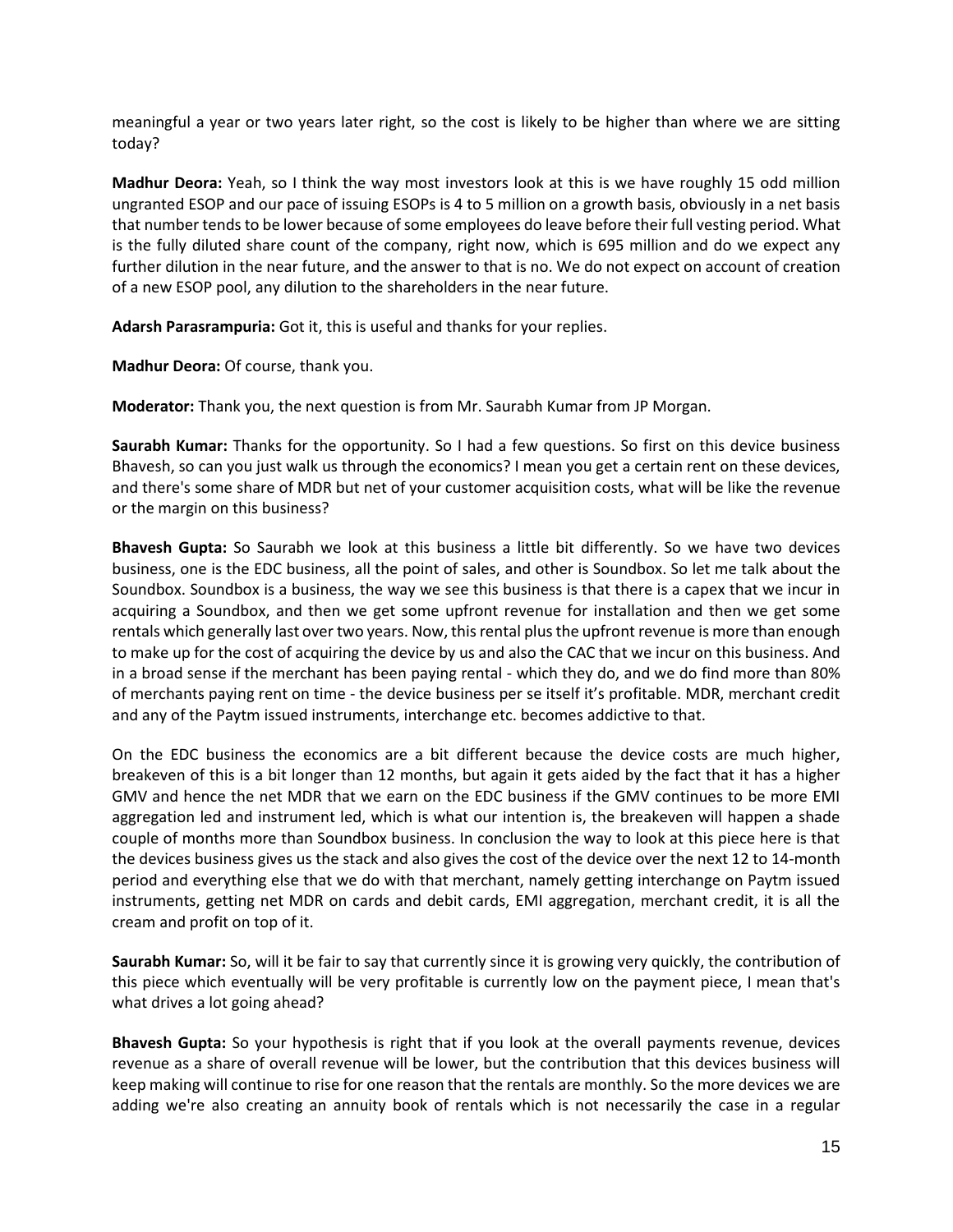meaningful a year or two years later right, so the cost is likely to be higher than where we are sitting today?

**Madhur Deora:** Yeah, so I think the way most investors look at this is we have roughly 15 odd million ungranted ESOP and our pace of issuing ESOPs is 4 to 5 million on a growth basis, obviously in a net basis that number tends to be lower because of some employees do leave before their full vesting period. What is the fully diluted share count of the company, right now, which is 695 million and do we expect any further dilution in the near future, and the answer to that is no. We do not expect on account of creation of a new ESOP pool, any dilution to the shareholders in the near future.

**Adarsh Parasrampuria:** Got it, this is useful and thanks for your replies.

**Madhur Deora:** Of course, thank you.

**Moderator:** Thank you, the next question is from Mr. Saurabh Kumar from JP Morgan.

**Saurabh Kumar:** Thanks for the opportunity. So I had a few questions. So first on this device business Bhavesh, so can you just walk us through the economics? I mean you get a certain rent on these devices, and there's some share of MDR but net of your customer acquisition costs, what will be like the revenue or the margin on this business?

**Bhavesh Gupta:** So Saurabh we look at this business a little bit differently. So we have two devices business, one is the EDC business, all the point of sales, and other is Soundbox. So let me talk about the Soundbox. Soundbox is a business, the way we see this business is that there is a capex that we incur in acquiring a Soundbox, and then we get some upfront revenue for installation and then we get some rentals which generally last over two years. Now, this rental plus the upfront revenue is more than enough to make up for the cost of acquiring the device by us and also the CAC that we incur on this business. And in a broad sense if the merchant has been paying rental - which they do, and we do find more than 80% of merchants paying rent on time - the device business per se itself it's profitable. MDR, merchant credit and any of the Paytm issued instruments, interchange etc. becomes addictive to that.

On the EDC business the economics are a bit different because the device costs are much higher, breakeven of this is a bit longer than 12 months, but again it gets aided by the fact that it has a higher GMV and hence the net MDR that we earn on the EDC business if the GMV continues to be more EMI aggregation led and instrument led, which is what our intention is, the breakeven will happen a shade couple of months more than Soundbox business. In conclusion the way to look at this piece here is that the devices business gives us the stack and also gives the cost of the device over the next 12 to 14-month period and everything else that we do with that merchant, namely getting interchange on Paytm issued instruments, getting net MDR on cards and debit cards, EMI aggregation, merchant credit, it is all the cream and profit on top of it.

**Saurabh Kumar:** So, will it be fair to say that currently since it is growing very quickly, the contribution of this piece which eventually will be very profitable is currently low on the payment piece, I mean that's what drives a lot going ahead?

**Bhavesh Gupta:** So your hypothesis is right that if you look at the overall payments revenue, devices revenue as a share of overall revenue will be lower, but the contribution that this devices business will keep making will continue to rise for one reason that the rentals are monthly. So the more devices we are adding we're also creating an annuity book of rentals which is not necessarily the case in a regular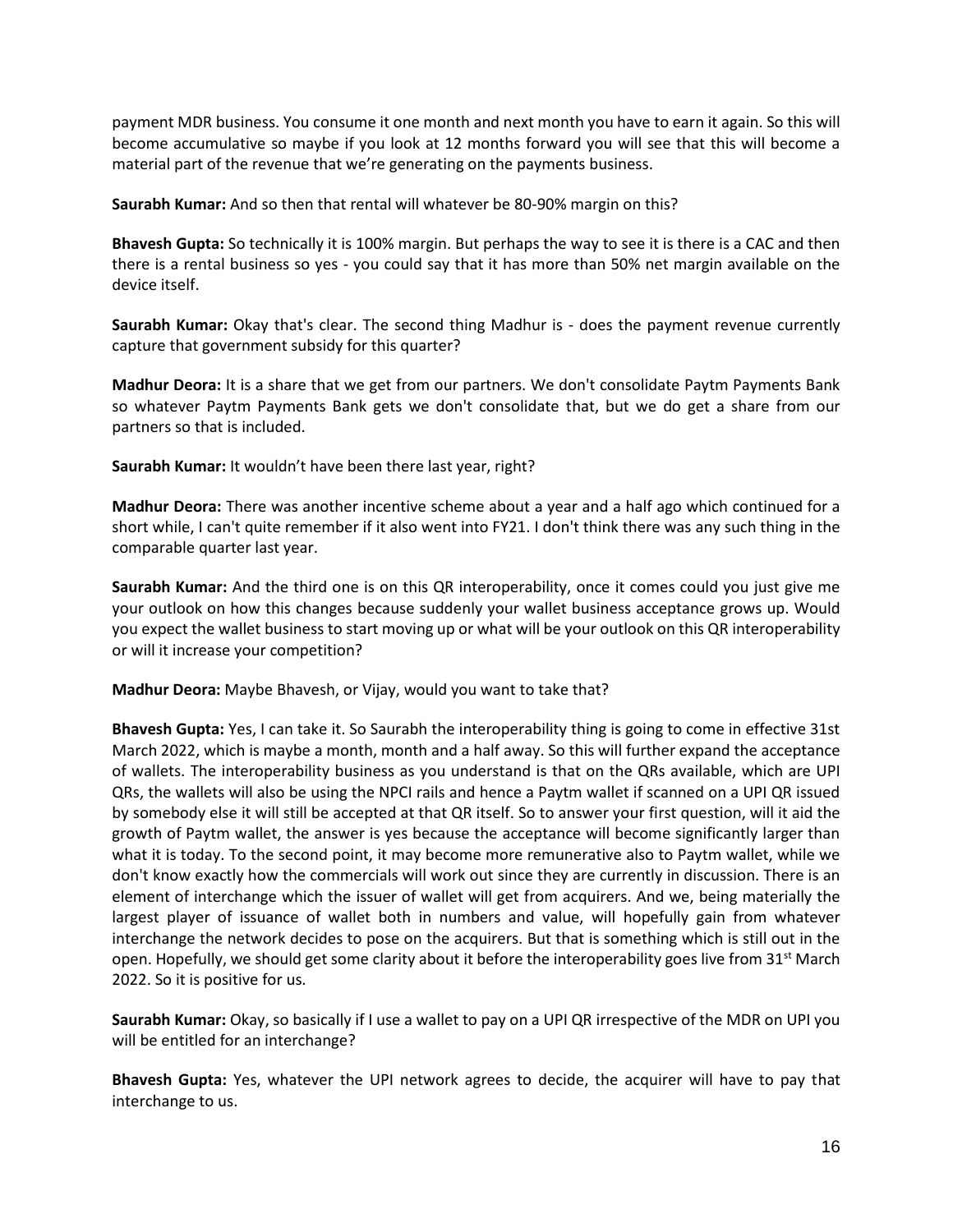payment MDR business. You consume it one month and next month you have to earn it again. So this will become accumulative so maybe if you look at 12 months forward you will see that this will become a material part of the revenue that we're generating on the payments business.

**Saurabh Kumar:** And so then that rental will whatever be 80-90% margin on this?

**Bhavesh Gupta:** So technically it is 100% margin. But perhaps the way to see it is there is a CAC and then there is a rental business so yes - you could say that it has more than 50% net margin available on the device itself.

**Saurabh Kumar:** Okay that's clear. The second thing Madhur is - does the payment revenue currently capture that government subsidy for this quarter?

**Madhur Deora:** It is a share that we get from our partners. We don't consolidate Paytm Payments Bank so whatever Paytm Payments Bank gets we don't consolidate that, but we do get a share from our partners so that is included.

**Saurabh Kumar:** It wouldn't have been there last year, right?

**Madhur Deora:** There was another incentive scheme about a year and a half ago which continued for a short while, I can't quite remember if it also went into FY21. I don't think there was any such thing in the comparable quarter last year.

**Saurabh Kumar:** And the third one is on this QR interoperability, once it comes could you just give me your outlook on how this changes because suddenly your wallet business acceptance grows up. Would you expect the wallet business to start moving up or what will be your outlook on this QR interoperability or will it increase your competition?

**Madhur Deora:** Maybe Bhavesh, or Vijay, would you want to take that?

**Bhavesh Gupta:** Yes, I can take it. So Saurabh the interoperability thing is going to come in effective 31st March 2022, which is maybe a month, month and a half away. So this will further expand the acceptance of wallets. The interoperability business as you understand is that on the QRs available, which are UPI QRs, the wallets will also be using the NPCI rails and hence a Paytm wallet if scanned on a UPI QR issued by somebody else it will still be accepted at that QR itself. So to answer your first question, will it aid the growth of Paytm wallet, the answer is yes because the acceptance will become significantly larger than what it is today. To the second point, it may become more remunerative also to Paytm wallet, while we don't know exactly how the commercials will work out since they are currently in discussion. There is an element of interchange which the issuer of wallet will get from acquirers. And we, being materially the largest player of issuance of wallet both in numbers and value, will hopefully gain from whatever interchange the network decides to pose on the acquirers. But that is something which is still out in the open. Hopefully, we should get some clarity about it before the interoperability goes live from 31st March 2022. So it is positive for us.

**Saurabh Kumar:** Okay, so basically if I use a wallet to pay on a UPI QR irrespective of the MDR on UPI you will be entitled for an interchange?

**Bhavesh Gupta:** Yes, whatever the UPI network agrees to decide, the acquirer will have to pay that interchange to us.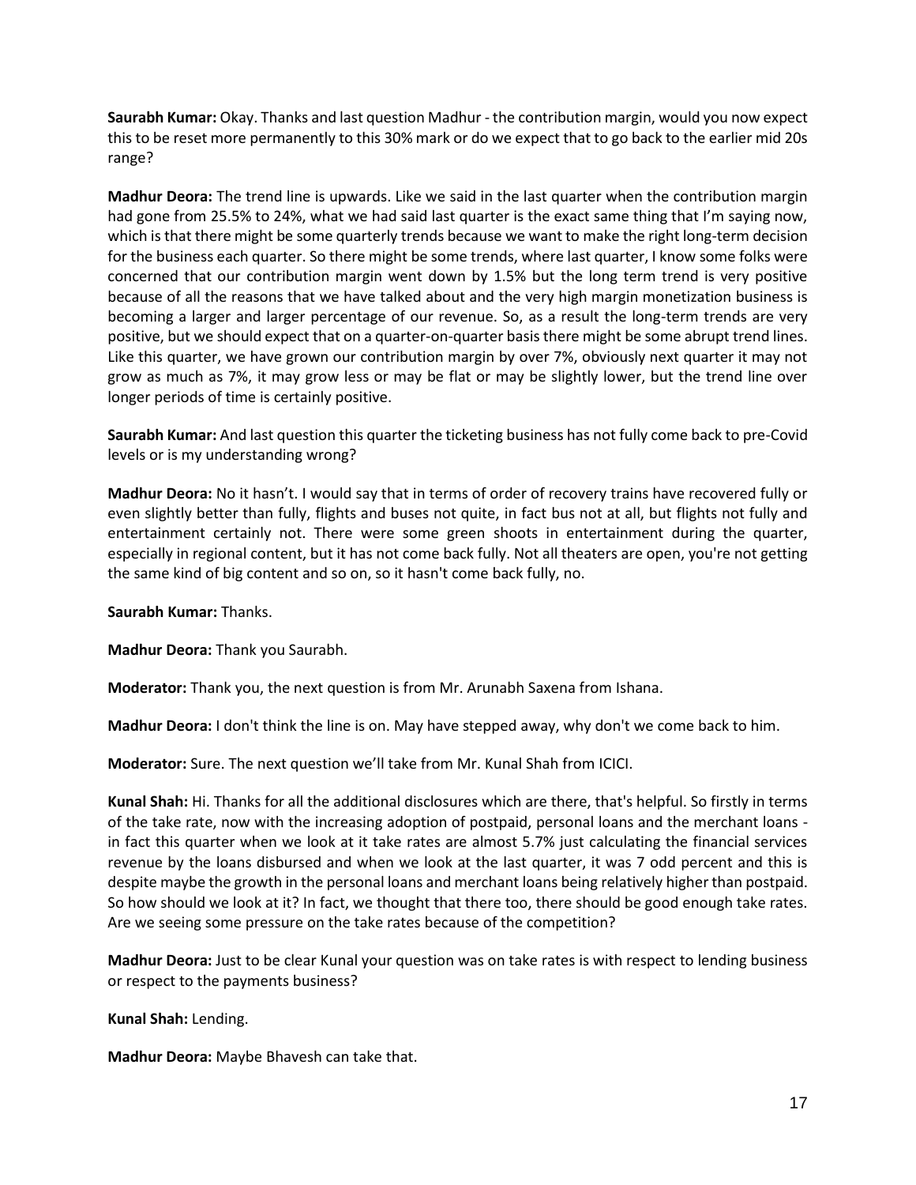**Saurabh Kumar:** Okay. Thanks and last question Madhur - the contribution margin, would you now expect this to be reset more permanently to this 30% mark or do we expect that to go back to the earlier mid 20s range?

**Madhur Deora:** The trend line is upwards. Like we said in the last quarter when the contribution margin had gone from 25.5% to 24%, what we had said last quarter is the exact same thing that I'm saying now, which is that there might be some quarterly trends because we want to make the right long-term decision for the business each quarter. So there might be some trends, where last quarter, I know some folks were concerned that our contribution margin went down by 1.5% but the long term trend is very positive because of all the reasons that we have talked about and the very high margin monetization business is becoming a larger and larger percentage of our revenue. So, as a result the long-term trends are very positive, but we should expect that on a quarter-on-quarter basis there might be some abrupt trend lines. Like this quarter, we have grown our contribution margin by over 7%, obviously next quarter it may not grow as much as 7%, it may grow less or may be flat or may be slightly lower, but the trend line over longer periods of time is certainly positive.

**Saurabh Kumar:** And last question this quarter the ticketing business has not fully come back to pre-Covid levels or is my understanding wrong?

**Madhur Deora:** No it hasn't. I would say that in terms of order of recovery trains have recovered fully or even slightly better than fully, flights and buses not quite, in fact bus not at all, but flights not fully and entertainment certainly not. There were some green shoots in entertainment during the quarter, especially in regional content, but it has not come back fully. Not all theaters are open, you're not getting the same kind of big content and so on, so it hasn't come back fully, no.

**Saurabh Kumar:** Thanks.

**Madhur Deora:** Thank you Saurabh.

**Moderator:** Thank you, the next question is from Mr. Arunabh Saxena from Ishana.

**Madhur Deora:** I don't think the line is on. May have stepped away, why don't we come back to him.

**Moderator:** Sure. The next question we'll take from Mr. Kunal Shah from ICICI.

**Kunal Shah:** Hi. Thanks for all the additional disclosures which are there, that's helpful. So firstly in terms of the take rate, now with the increasing adoption of postpaid, personal loans and the merchant loans - in fact this quarter when we look at it take rates are almost 5.7% just calculating the financial services revenue by the loans disbursed and when we look at the last quarter, it was 7 odd percent and this is despite maybe the growth in the personal loans and merchant loans being relatively higher than postpaid. So how should we look at it? In fact, we thought that there too, there should be good enough take rates. Are we seeing some pressure on the take rates because of the competition?

**Madhur Deora:** Just to be clear Kunal your question was on take rates is with respect to lending business or respect to the payments business?

**Kunal Shah:** Lending.

**Madhur Deora:** Maybe Bhavesh can take that.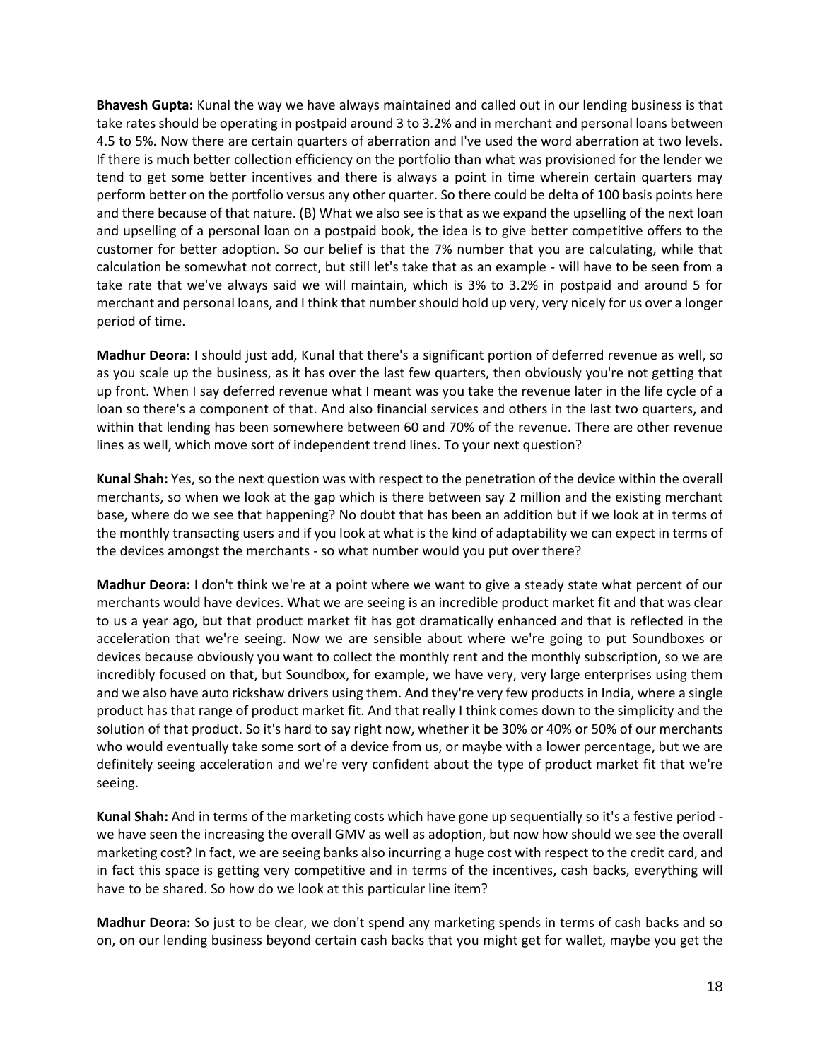**Bhavesh Gupta:** Kunal the way we have always maintained and called out in our lending business is that take rates should be operating in postpaid around 3 to 3.2% and in merchant and personal loans between 4.5 to 5%. Now there are certain quarters of aberration and I've used the word aberration at two levels. If there is much better collection efficiency on the portfolio than what was provisioned for the lender we tend to get some better incentives and there is always a point in time wherein certain quarters may perform better on the portfolio versus any other quarter. So there could be delta of 100 basis points here and there because of that nature. (B) What we also see is that as we expand the upselling of the next loan and upselling of a personal loan on a postpaid book, the idea is to give better competitive offers to the customer for better adoption. So our belief is that the 7% number that you are calculating, while that calculation be somewhat not correct, but still let's take that as an example - will have to be seen from a take rate that we've always said we will maintain, which is 3% to 3.2% in postpaid and around 5 for merchant and personal loans, and I think that number should hold up very, very nicely for us over a longer period of time.

**Madhur Deora:** I should just add, Kunal that there's a significant portion of deferred revenue as well, so as you scale up the business, as it has over the last few quarters, then obviously you're not getting that up front. When I say deferred revenue what I meant was you take the revenue later in the life cycle of a loan so there's a component of that. And also financial services and others in the last two quarters, and within that lending has been somewhere between 60 and 70% of the revenue. There are other revenue lines as well, which move sort of independent trend lines. To your next question?

**Kunal Shah:** Yes, so the next question was with respect to the penetration of the device within the overall merchants, so when we look at the gap which is there between say 2 million and the existing merchant base, where do we see that happening? No doubt that has been an addition but if we look at in terms of the monthly transacting users and if you look at what is the kind of adaptability we can expect in terms of the devices amongst the merchants - so what number would you put over there?

**Madhur Deora:** I don't think we're at a point where we want to give a steady state what percent of our merchants would have devices. What we are seeing is an incredible product market fit and that was clear to us a year ago, but that product market fit has got dramatically enhanced and that is reflected in the acceleration that we're seeing. Now we are sensible about where we're going to put Soundboxes or devices because obviously you want to collect the monthly rent and the monthly subscription, so we are incredibly focused on that, but Soundbox, for example, we have very, very large enterprises using them and we also have auto rickshaw drivers using them. And they're very few products in India, where a single product has that range of product market fit. And that really I think comes down to the simplicity and the solution of that product. So it's hard to say right now, whether it be 30% or 40% or 50% of our merchants who would eventually take some sort of a device from us, or maybe with a lower percentage, but we are definitely seeing acceleration and we're very confident about the type of product market fit that we're seeing.

**Kunal Shah:** And in terms of the marketing costs which have gone up sequentially so it's a festive period - we have seen the increasing the overall GMV as well as adoption, but now how should we see the overall marketing cost? In fact, we are seeing banks also incurring a huge cost with respect to the credit card, and in fact this space is getting very competitive and in terms of the incentives, cash backs, everything will have to be shared. So how do we look at this particular line item?

**Madhur Deora:** So just to be clear, we don't spend any marketing spends in terms of cash backs and so on, on our lending business beyond certain cash backs that you might get for wallet, maybe you get the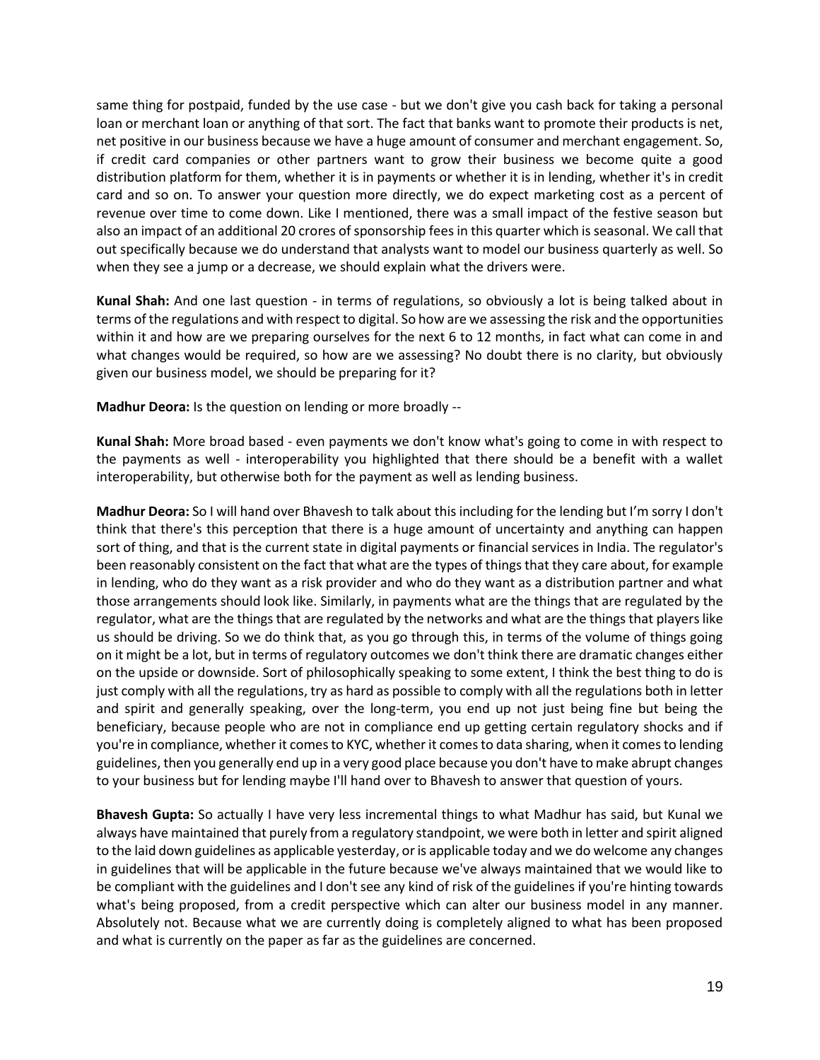same thing for postpaid, funded by the use case - but we don't give you cash back for taking a personal loan or merchant loan or anything of that sort. The fact that banks want to promote their products is net, net positive in our business because we have a huge amount of consumer and merchant engagement. So, if credit card companies or other partners want to grow their business we become quite a good distribution platform for them, whether it is in payments or whether it is in lending, whether it's in credit card and so on. To answer your question more directly, we do expect marketing cost as a percent of revenue over time to come down. Like I mentioned, there was a small impact of the festive season but also an impact of an additional 20 crores of sponsorship fees in this quarter which is seasonal. We call that out specifically because we do understand that analysts want to model our business quarterly as well. So when they see a jump or a decrease, we should explain what the drivers were.

**Kunal Shah:** And one last question - in terms of regulations, so obviously a lot is being talked about in terms of the regulations and with respect to digital. So how are we assessing the risk and the opportunities within it and how are we preparing ourselves for the next 6 to 12 months, in fact what can come in and what changes would be required, so how are we assessing? No doubt there is no clarity, but obviously given our business model, we should be preparing for it?

**Madhur Deora:** Is the question on lending or more broadly --

**Kunal Shah:** More broad based - even payments we don't know what's going to come in with respect to the payments as well - interoperability you highlighted that there should be a benefit with a wallet interoperability, but otherwise both for the payment as well as lending business.

**Madhur Deora:** So I will hand over Bhavesh to talk about this including for the lending but I'm sorry I don't think that there's this perception that there is a huge amount of uncertainty and anything can happen sort of thing, and that is the current state in digital payments or financial services in India. The regulator's been reasonably consistent on the fact that what are the types of things that they care about, for example in lending, who do they want as a risk provider and who do they want as a distribution partner and what those arrangements should look like. Similarly, in payments what are the things that are regulated by the regulator, what are the things that are regulated by the networks and what are the things that players like us should be driving. So we do think that, as you go through this, in terms of the volume of things going on it might be a lot, but in terms of regulatory outcomes we don't think there are dramatic changes either on the upside or downside. Sort of philosophically speaking to some extent, I think the best thing to do is just comply with all the regulations, try as hard as possible to comply with all the regulations both in letter and spirit and generally speaking, over the long-term, you end up not just being fine but being the beneficiary, because people who are not in compliance end up getting certain regulatory shocks and if you're in compliance, whether it comes to KYC, whether it comes to data sharing, when it comes to lending guidelines, then you generally end up in a very good place because you don't have to make abrupt changes to your business but for lending maybe I'll hand over to Bhavesh to answer that question of yours.

**Bhavesh Gupta:** So actually I have very less incremental things to what Madhur has said, but Kunal we always have maintained that purely from a regulatory standpoint, we were both in letter and spirit aligned to the laid down guidelines as applicable yesterday, or is applicable today and we do welcome any changes in guidelines that will be applicable in the future because we've always maintained that we would like to be compliant with the guidelines and I don't see any kind of risk of the guidelines if you're hinting towards what's being proposed, from a credit perspective which can alter our business model in any manner. Absolutely not. Because what we are currently doing is completely aligned to what has been proposed and what is currently on the paper as far as the guidelines are concerned.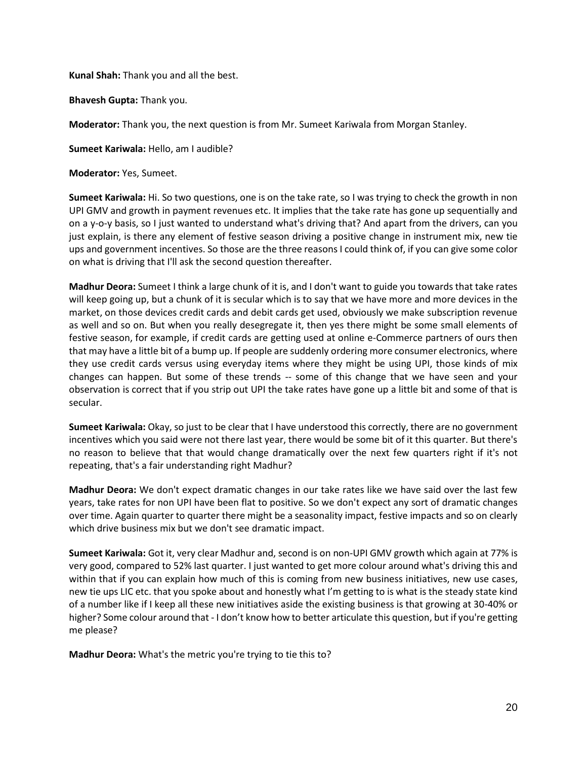**Kunal Shah:** Thank you and all the best.

**Bhavesh Gupta:** Thank you.

**Moderator:** Thank you, the next question is from Mr. Sumeet Kariwala from Morgan Stanley.

**Sumeet Kariwala:** Hello, am I audible?

**Moderator:** Yes, Sumeet.

**Sumeet Kariwala:** Hi. So two questions, one is on the take rate, so I was trying to check the growth in non UPI GMV and growth in payment revenues etc. It implies that the take rate has gone up sequentially and on a y-o-y basis, so I just wanted to understand what's driving that? And apart from the drivers, can you just explain, is there any element of festive season driving a positive change in instrument mix, new tie ups and government incentives. So those are the three reasons I could think of, if you can give some color on what is driving that I'll ask the second question thereafter.

**Madhur Deora:** Sumeet I think a large chunk of it is, and I don't want to guide you towards that take rates will keep going up, but a chunk of it is secular which is to say that we have more and more devices in the market, on those devices credit cards and debit cards get used, obviously we make subscription revenue as well and so on. But when you really desegregate it, then yes there might be some small elements of festive season, for example, if credit cards are getting used at online e-Commerce partners of ours then that may have a little bit of a bump up. If people are suddenly ordering more consumer electronics, where they use credit cards versus using everyday items where they might be using UPI, those kinds of mix changes can happen. But some of these trends -- some of this change that we have seen and your observation is correct that if you strip out UPI the take rates have gone up a little bit and some of that is secular.

**Sumeet Kariwala:** Okay, so just to be clear that I have understood this correctly, there are no government incentives which you said were not there last year, there would be some bit of it this quarter. But there's no reason to believe that that would change dramatically over the next few quarters right if it's not repeating, that's a fair understanding right Madhur?

**Madhur Deora:** We don't expect dramatic changes in our take rates like we have said over the last few years, take rates for non UPI have been flat to positive. So we don't expect any sort of dramatic changes over time. Again quarter to quarter there might be a seasonality impact, festive impacts and so on clearly which drive business mix but we don't see dramatic impact.

**Sumeet Kariwala:** Got it, very clear Madhur and, second is on non-UPI GMV growth which again at 77% is very good, compared to 52% last quarter. I just wanted to get more colour around what's driving this and within that if you can explain how much of this is coming from new business initiatives, new use cases, new tie ups LIC etc. that you spoke about and honestly what I'm getting to is what is the steady state kind of a number like if I keep all these new initiatives aside the existing business is that growing at 30-40% or higher? Some colour around that - I don't know how to better articulate this question, but if you're getting me please?

**Madhur Deora:** What's the metric you're trying to tie this to?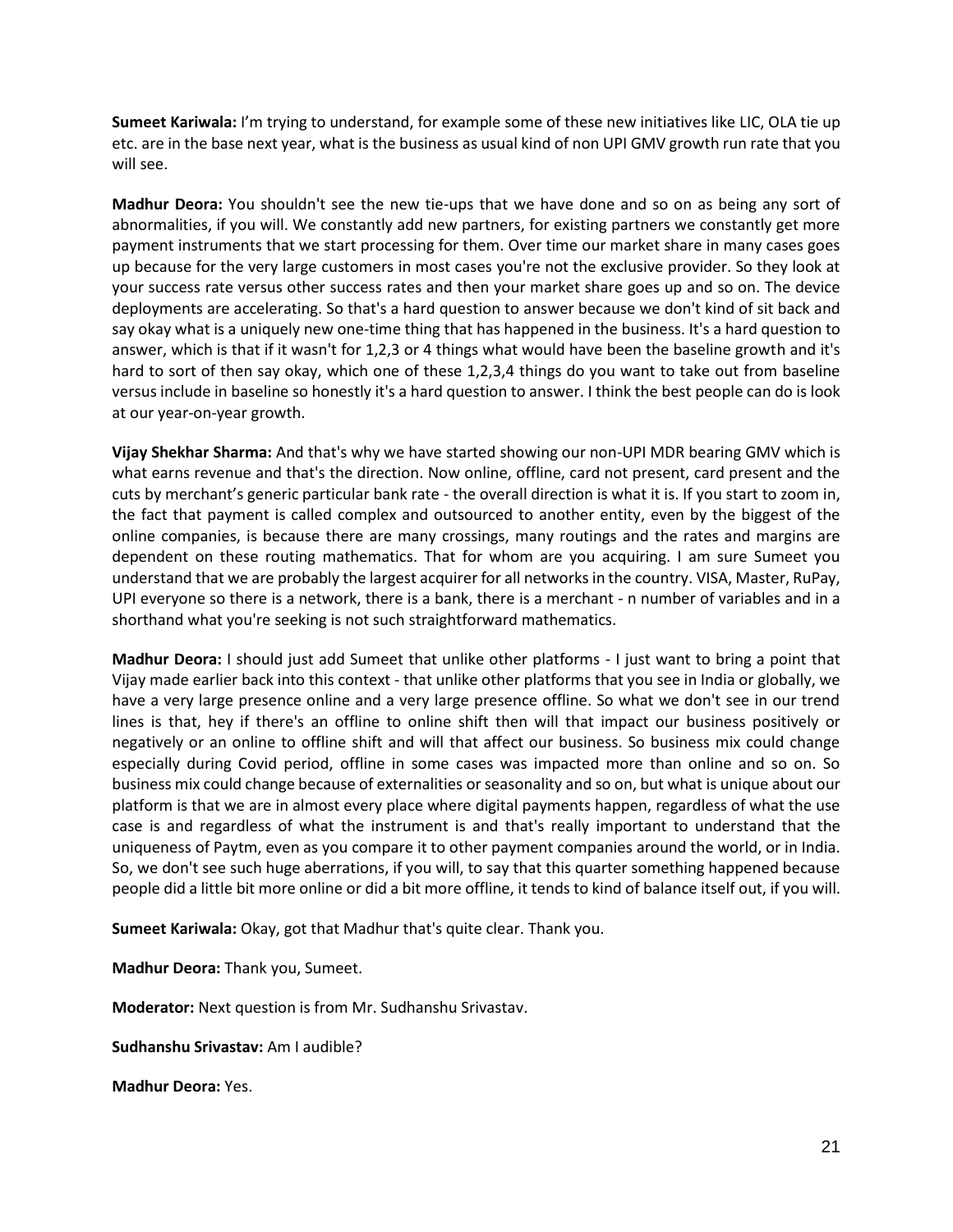**Sumeet Kariwala:** I'm trying to understand, for example some of these new initiatives like LIC, OLA tie up etc. are in the base next year, what is the business as usual kind of non UPI GMV growth run rate that you will see.

**Madhur Deora:** You shouldn't see the new tie-ups that we have done and so on as being any sort of abnormalities, if you will. We constantly add new partners, for existing partners we constantly get more payment instruments that we start processing for them. Over time our market share in many cases goes up because for the very large customers in most cases you're not the exclusive provider. So they look at your success rate versus other success rates and then your market share goes up and so on. The device deployments are accelerating. So that's a hard question to answer because we don't kind of sit back and say okay what is a uniquely new one-time thing that has happened in the business. It's a hard question to answer, which is that if it wasn't for 1,2,3 or 4 things what would have been the baseline growth and it's hard to sort of then say okay, which one of these 1,2,3,4 things do you want to take out from baseline versus include in baseline so honestly it's a hard question to answer. I think the best people can do is look at our year-on-year growth.

**Vijay Shekhar Sharma:** And that's why we have started showing our non-UPI MDR bearing GMV which is what earns revenue and that's the direction. Now online, offline, card not present, card present and the cuts by merchant's generic particular bank rate - the overall direction is what it is. If you start to zoom in, the fact that payment is called complex and outsourced to another entity, even by the biggest of the online companies, is because there are many crossings, many routings and the rates and margins are dependent on these routing mathematics. That for whom are you acquiring. I am sure Sumeet you understand that we are probably the largest acquirer for all networks in the country. VISA, Master, RuPay, UPI everyone so there is a network, there is a bank, there is a merchant - n number of variables and in a shorthand what you're seeking is not such straightforward mathematics.

**Madhur Deora:** I should just add Sumeet that unlike other platforms - I just want to bring a point that Vijay made earlier back into this context - that unlike other platforms that you see in India or globally, we have a very large presence online and a very large presence offline. So what we don't see in our trend lines is that, hey if there's an offline to online shift then will that impact our business positively or negatively or an online to offline shift and will that affect our business. So business mix could change especially during Covid period, offline in some cases was impacted more than online and so on. So business mix could change because of externalities or seasonality and so on, but what is unique about our platform is that we are in almost every place where digital payments happen, regardless of what the use case is and regardless of what the instrument is and that's really important to understand that the uniqueness of Paytm, even as you compare it to other payment companies around the world, or in India. So, we don't see such huge aberrations, if you will, to say that this quarter something happened because people did a little bit more online or did a bit more offline, it tends to kind of balance itself out, if you will.

**Sumeet Kariwala:** Okay, got that Madhur that's quite clear. Thank you.

**Madhur Deora:** Thank you, Sumeet.

**Moderator:** Next question is from Mr. Sudhanshu Srivastav.

**Sudhanshu Srivastav:** Am I audible?

**Madhur Deora:** Yes.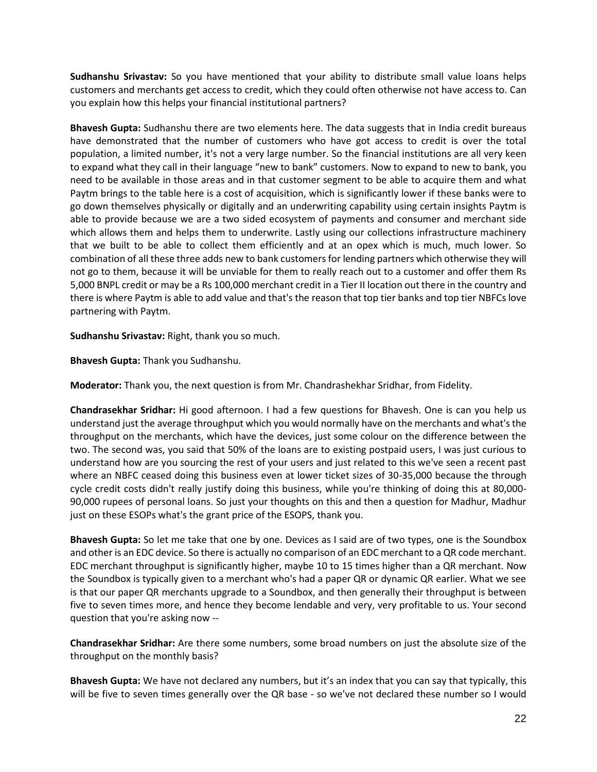**Sudhanshu Srivastav:** So you have mentioned that your ability to distribute small value loans helps customers and merchants get access to credit, which they could often otherwise not have access to. Can you explain how this helps your financial institutional partners?

**Bhavesh Gupta:** Sudhanshu there are two elements here. The data suggests that in India credit bureaus have demonstrated that the number of customers who have got access to credit is over the total population, a limited number, it's not a very large number. So the financial institutions are all very keen to expand what they call in their language "new to bank" customers. Now to expand to new to bank, you need to be available in those areas and in that customer segment to be able to acquire them and what Paytm brings to the table here is a cost of acquisition, which is significantly lower if these banks were to go down themselves physically or digitally and an underwriting capability using certain insights Paytm is able to provide because we are a two sided ecosystem of payments and consumer and merchant side which allows them and helps them to underwrite. Lastly using our collections infrastructure machinery that we built to be able to collect them efficiently and at an opex which is much, much lower. So combination of all these three adds new to bank customers for lending partners which otherwise they will not go to them, because it will be unviable for them to really reach out to a customer and offer them Rs 5,000 BNPL credit or may be a Rs 100,000 merchant credit in a Tier II location out there in the country and there is where Paytm is able to add value and that's the reason that top tier banks and top tier NBFCs love partnering with Paytm.

**Sudhanshu Srivastav:** Right, thank you so much.

**Bhavesh Gupta:** Thank you Sudhanshu.

**Moderator:** Thank you, the next question is from Mr. Chandrashekhar Sridhar, from Fidelity.

**Chandrasekhar Sridhar:** Hi good afternoon. I had a few questions for Bhavesh. One is can you help us understand just the average throughput which you would normally have on the merchants and what's the throughput on the merchants, which have the devices, just some colour on the difference between the two. The second was, you said that 50% of the loans are to existing postpaid users, I was just curious to understand how are you sourcing the rest of your users and just related to this we've seen a recent past where an NBFC ceased doing this business even at lower ticket sizes of 30-35,000 because the through cycle credit costs didn't really justify doing this business, while you're thinking of doing this at 80,000-90,000 rupees of personal loans. So just your thoughts on this and then a question for Madhur, Madhur just on these ESOPs what's the grant price of the ESOPS, thank you.

**Bhavesh Gupta:** So let me take that one by one. Devices as I said are of two types, one is the Soundbox and other is an EDC device. So there is actually no comparison of an EDC merchant to a QR code merchant. EDC merchant throughput is significantly higher, maybe 10 to 15 times higher than a QR merchant. Now the Soundbox is typically given to a merchant who's had a paper QR or dynamic QR earlier. What we see is that our paper QR merchants upgrade to a Soundbox, and then generally their throughput is between five to seven times more, and hence they become lendable and very, very profitable to us. Your second question that you're asking now --

**Chandrasekhar Sridhar:** Are there some numbers, some broad numbers on just the absolute size of the throughput on the monthly basis?

**Bhavesh Gupta:** We have not declared any numbers, but it's an index that you can say that typically, this will be five to seven times generally over the QR base - so we've not declared these number so I would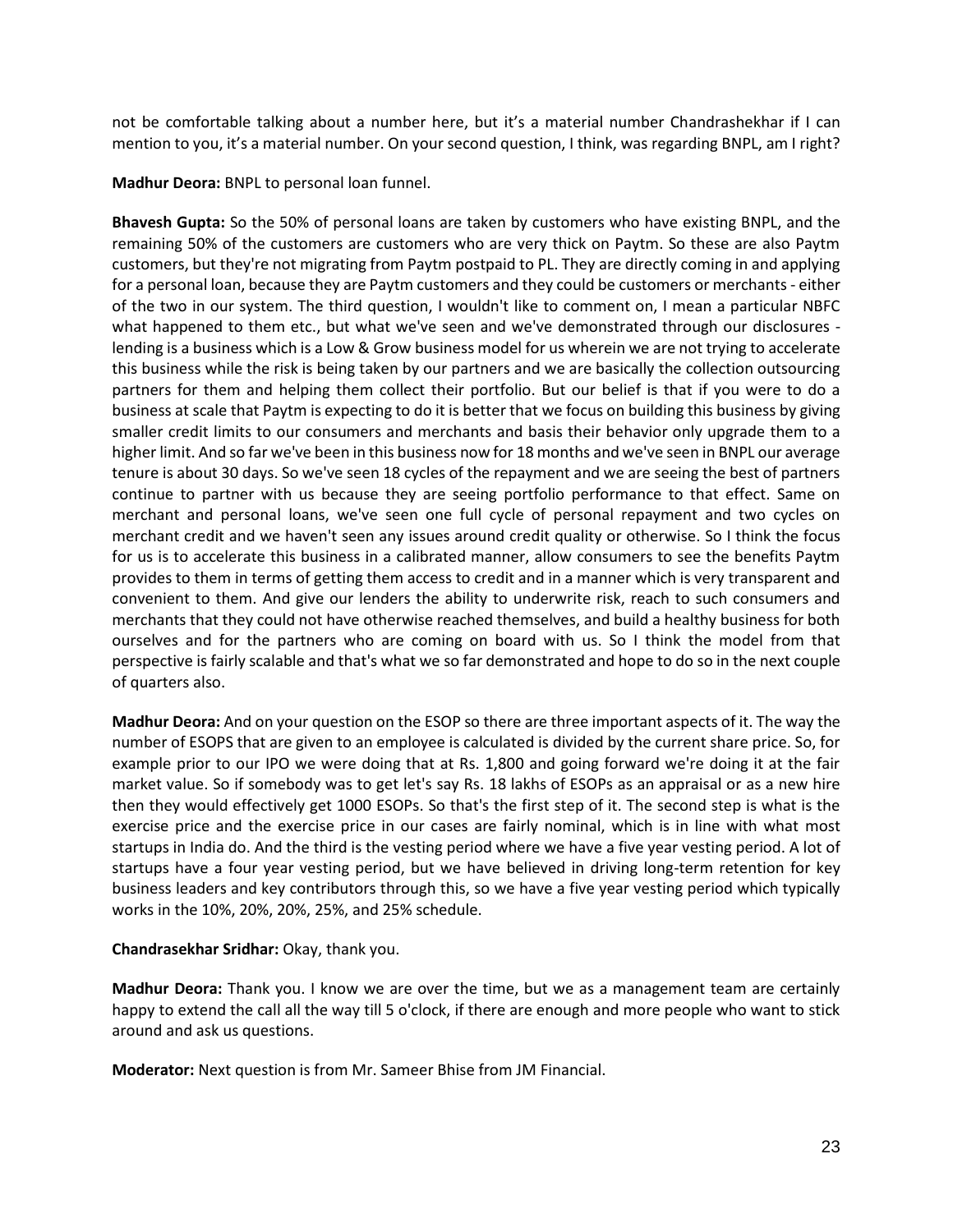not be comfortable talking about a number here, but it's a material number Chandrashekhar if I can mention to you, it's a material number. On your second question, I think, was regarding BNPL, am I right?

**Madhur Deora:** BNPL to personal loan funnel.

**Bhavesh Gupta:** So the 50% of personal loans are taken by customers who have existing BNPL, and the remaining 50% of the customers are customers who are very thick on Paytm. So these are also Paytm customers, but they're not migrating from Paytm postpaid to PL. They are directly coming in and applying for a personal loan, because they are Paytm customers and they could be customers or merchants - either of the two in our system. The third question, I wouldn't like to comment on, I mean a particular NBFC what happened to them etc., but what we've seen and we've demonstrated through our disclosures - lending is a business which is a Low & Grow business model for us wherein we are not trying to accelerate this business while the risk is being taken by our partners and we are basically the collection outsourcing partners for them and helping them collect their portfolio. But our belief is that if you were to do a business at scale that Paytm is expecting to do it is better that we focus on building this business by giving smaller credit limits to our consumers and merchants and basis their behavior only upgrade them to a higher limit. And so far we've been in this business now for 18 months and we've seen in BNPL our average tenure is about 30 days. So we've seen 18 cycles of the repayment and we are seeing the best of partners continue to partner with us because they are seeing portfolio performance to that effect. Same on merchant and personal loans, we've seen one full cycle of personal repayment and two cycles on merchant credit and we haven't seen any issues around credit quality or otherwise. So I think the focus for us is to accelerate this business in a calibrated manner, allow consumers to see the benefits Paytm provides to them in terms of getting them access to credit and in a manner which is very transparent and convenient to them. And give our lenders the ability to underwrite risk, reach to such consumers and merchants that they could not have otherwise reached themselves, and build a healthy business for both ourselves and for the partners who are coming on board with us. So I think the model from that perspective is fairly scalable and that's what we so far demonstrated and hope to do so in the next couple of quarters also.

**Madhur Deora:** And on your question on the ESOP so there are three important aspects of it. The way the number of ESOPS that are given to an employee is calculated is divided by the current share price. So, for example prior to our IPO we were doing that at Rs. 1,800 and going forward we're doing it at the fair market value. So if somebody was to get let's say Rs. 18 lakhs of ESOPs as an appraisal or as a new hire then they would effectively get 1000 ESOPs. So that's the first step of it. The second step is what is the exercise price and the exercise price in our cases are fairly nominal, which is in line with what most startups in India do. And the third is the vesting period where we have a five year vesting period. A lot of startups have a four year vesting period, but we have believed in driving long-term retention for key business leaders and key contributors through this, so we have a five year vesting period which typically works in the 10%, 20%, 20%, 25%, and 25% schedule.

**Chandrasekhar Sridhar:** Okay, thank you.

**Madhur Deora:** Thank you. I know we are over the time, but we as a management team are certainly happy to extend the call all the way till 5 o'clock, if there are enough and more people who want to stick around and ask us questions.

**Moderator:** Next question is from Mr. Sameer Bhise from JM Financial.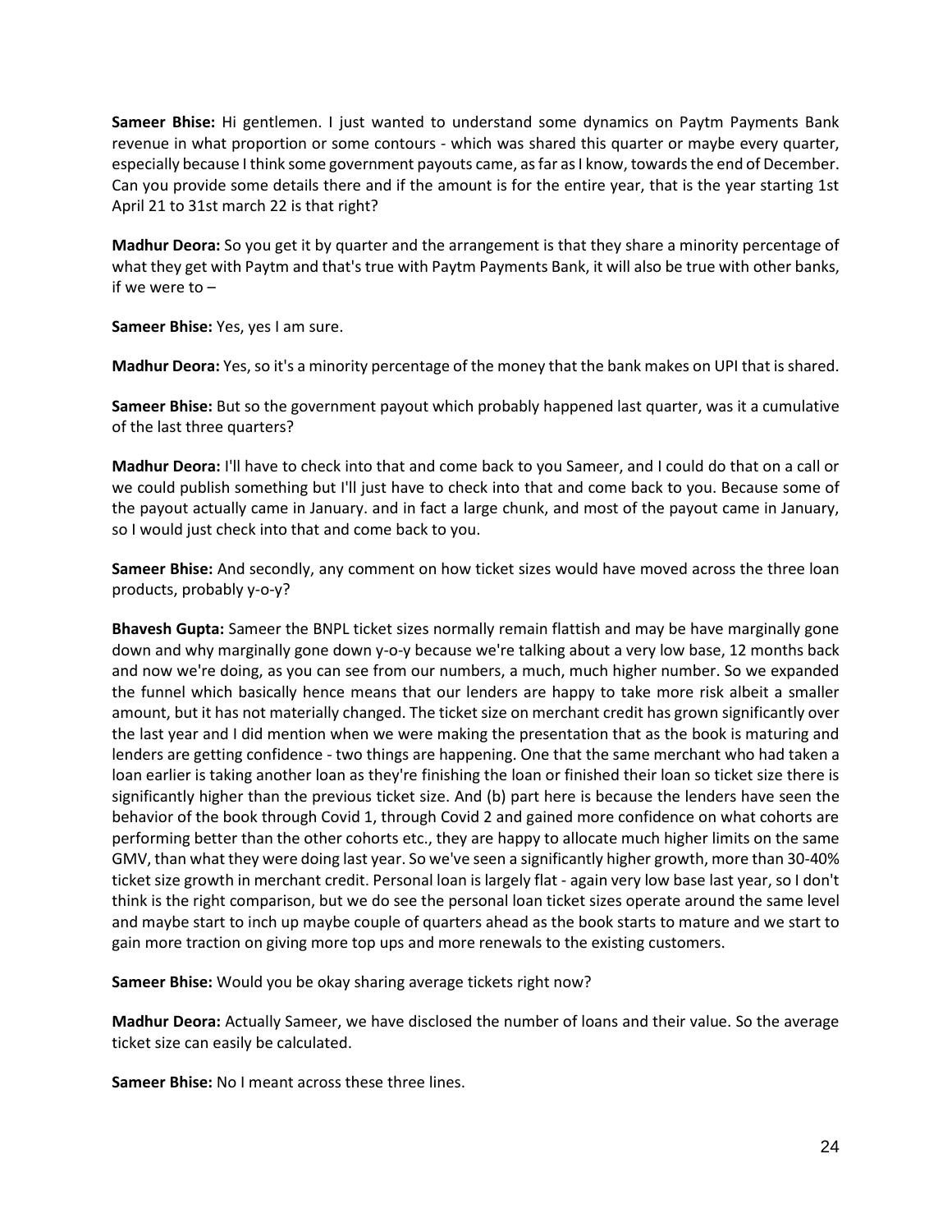**Sameer Bhise:** Hi gentlemen. I just wanted to understand some dynamics on Paytm Payments Bank revenue in what proportion or some contours - which was shared this quarter or maybe every quarter, especially because I think some government payouts came, as far as I know, towards the end of December. Can you provide some details there and if the amount is for the entire year, that is the year starting 1st April 21 to 31st march 22 is that right?

**Madhur Deora:** So you get it by quarter and the arrangement is that they share a minority percentage of what they get with Paytm and that's true with Paytm Payments Bank, it will also be true with other banks, if we were to –

**Sameer Bhise:** Yes, yes I am sure.

**Madhur Deora:** Yes, so it's a minority percentage of the money that the bank makes on UPI that is shared.

**Sameer Bhise:** But so the government payout which probably happened last quarter, was it a cumulative of the last three quarters?

**Madhur Deora:** I'll have to check into that and come back to you Sameer, and I could do that on a call or we could publish something but I'll just have to check into that and come back to you. Because some of the payout actually came in January. and in fact a large chunk, and most of the payout came in January, so I would just check into that and come back to you.

**Sameer Bhise:** And secondly, any comment on how ticket sizes would have moved across the three loan products, probably y-o-y?

**Bhavesh Gupta:** Sameer the BNPL ticket sizes normally remain flattish and may be have marginally gone down and why marginally gone down y-o-y because we're talking about a very low base, 12 months back and now we're doing, as you can see from our numbers, a much, much higher number. So we expanded the funnel which basically hence means that our lenders are happy to take more risk albeit a smaller amount, but it has not materially changed. The ticket size on merchant credit has grown significantly over the last year and I did mention when we were making the presentation that as the book is maturing and lenders are getting confidence - two things are happening. One that the same merchant who had taken a loan earlier is taking another loan as they're finishing the loan or finished their loan so ticket size there is significantly higher than the previous ticket size. And (b) part here is because the lenders have seen the behavior of the book through Covid 1, through Covid 2 and gained more confidence on what cohorts are performing better than the other cohorts etc., they are happy to allocate much higher limits on the same GMV, than what they were doing last year. So we've seen a significantly higher growth, more than 30-40% ticket size growth in merchant credit. Personal loan is largely flat - again very low base last year, so I don't think is the right comparison, but we do see the personal loan ticket sizes operate around the same level and maybe start to inch up maybe couple of quarters ahead as the book starts to mature and we start to gain more traction on giving more top ups and more renewals to the existing customers.

**Sameer Bhise:** Would you be okay sharing average tickets right now?

**Madhur Deora:** Actually Sameer, we have disclosed the number of loans and their value. So the average ticket size can easily be calculated.

**Sameer Bhise:** No I meant across these three lines.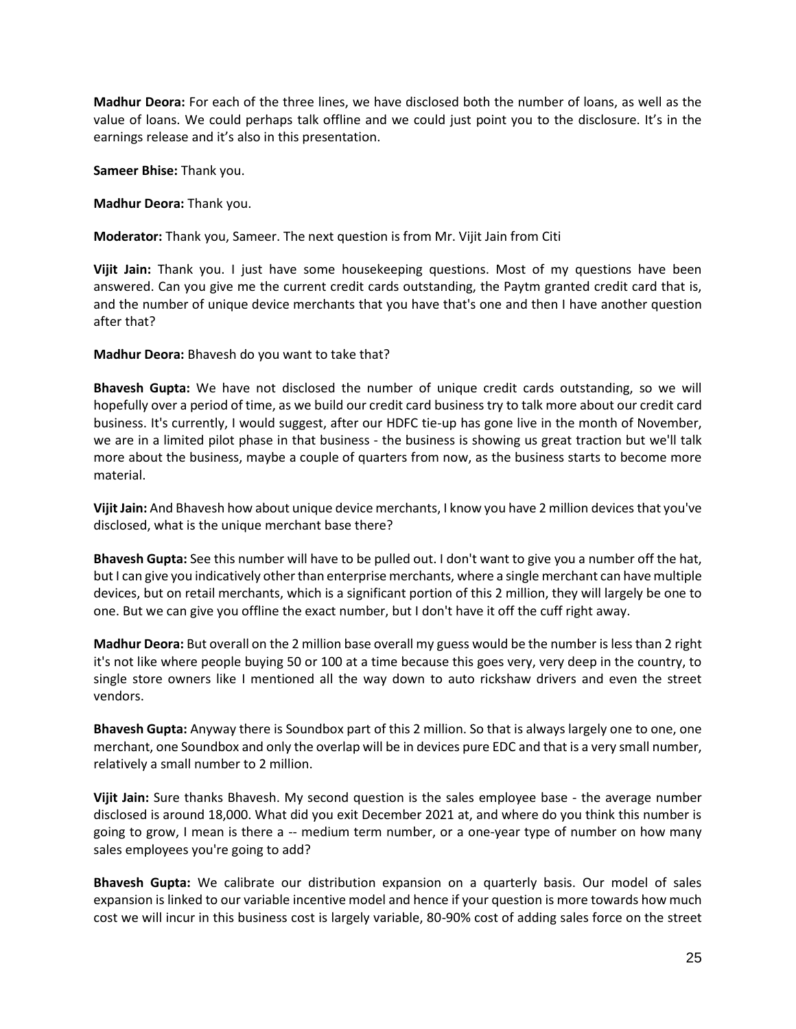**Madhur Deora:** For each of the three lines, we have disclosed both the number of loans, as well as the value of loans. We could perhaps talk offline and we could just point you to the disclosure. It's in the earnings release and it's also in this presentation.

**Sameer Bhise:** Thank you.

**Madhur Deora:** Thank you.

**Moderator:** Thank you, Sameer. The next question is from Mr. Vijit Jain from Citi

**Vijit Jain:** Thank you. I just have some housekeeping questions. Most of my questions have been answered. Can you give me the current credit cards outstanding, the Paytm granted credit card that is, and the number of unique device merchants that you have that's one and then I have another question after that?

**Madhur Deora:** Bhavesh do you want to take that?

**Bhavesh Gupta:** We have not disclosed the number of unique credit cards outstanding, so we will hopefully over a period of time, as we build our credit card business try to talk more about our credit card business. It's currently, I would suggest, after our HDFC tie-up has gone live in the month of November, we are in a limited pilot phase in that business - the business is showing us great traction but we'll talk more about the business, maybe a couple of quarters from now, as the business starts to become more material.

**Vijit Jain:** And Bhavesh how about unique device merchants, I know you have 2 million devices that you've disclosed, what is the unique merchant base there?

**Bhavesh Gupta:** See this number will have to be pulled out. I don't want to give you a number off the hat, but I can give you indicatively other than enterprise merchants, where a single merchant can have multiple devices, but on retail merchants, which is a significant portion of this 2 million, they will largely be one to one. But we can give you offline the exact number, but I don't have it off the cuff right away.

**Madhur Deora:** But overall on the 2 million base overall my guess would be the number is less than 2 right it's not like where people buying 50 or 100 at a time because this goes very, very deep in the country, to single store owners like I mentioned all the way down to auto rickshaw drivers and even the street vendors.

**Bhavesh Gupta:** Anyway there is Soundbox part of this 2 million. So that is always largely one to one, one merchant, one Soundbox and only the overlap will be in devices pure EDC and that is a very small number, relatively a small number to 2 million.

**Vijit Jain:** Sure thanks Bhavesh. My second question is the sales employee base - the average number disclosed is around 18,000. What did you exit December 2021 at, and where do you think this number is going to grow, I mean is there a -- medium term number, or a one-year type of number on how many sales employees you're going to add?

**Bhavesh Gupta:** We calibrate our distribution expansion on a quarterly basis. Our model of sales expansion is linked to our variable incentive model and hence if your question is more towards how much cost we will incur in this business cost is largely variable, 80-90% cost of adding sales force on the street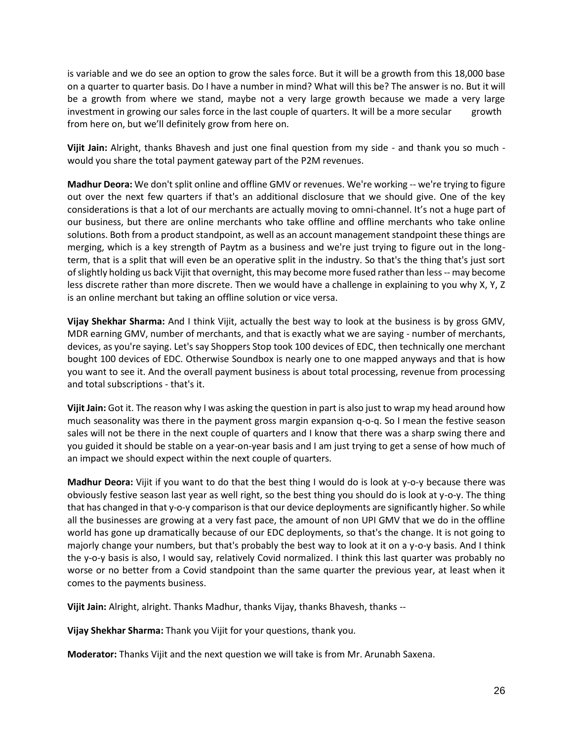is variable and we do see an option to grow the sales force. But it will be a growth from this 18,000 base on a quarter to quarter basis. Do I have a number in mind? What will this be? The answer is no. But it will be a growth from where we stand, maybe not a very large growth because we made a very large investment in growing our sales force in the last couple of quarters. It will be a more secular growth from here on, but we'll definitely grow from here on.

**Vijit Jain:** Alright, thanks Bhavesh and just one final question from my side - and thank you so much - would you share the total payment gateway part of the P2M revenues.

**Madhur Deora:** We don't split online and offline GMV or revenues. We're working -- we're trying to figure out over the next few quarters if that's an additional disclosure that we should give. One of the key considerations is that a lot of our merchants are actually moving to omni-channel. It's not a huge part of our business, but there are online merchants who take offline and offline merchants who take online solutions. Both from a product standpoint, as well as an account management standpoint these things are merging, which is a key strength of Paytm as a business and we're just trying to figure out in the long-term, that is a split that will even be an operative split in the industry. So that's the thing that's just sort of slightly holding us back Vijit that overnight, this may become more fused rather than less -- may become less discrete rather than more discrete. Then we would have a challenge in explaining to you why X, Y, Z is an online merchant but taking an offline solution or vice versa.

**Vijay Shekhar Sharma:** And I think Vijit, actually the best way to look at the business is by gross GMV, MDR earning GMV, number of merchants, and that is exactly what we are saying - number of merchants, devices, as you're saying. Let's say Shoppers Stop took 100 devices of EDC, then technically one merchant bought 100 devices of EDC. Otherwise Soundbox is nearly one to one mapped anyways and that is how you want to see it. And the overall payment business is about total processing, revenue from processing and total subscriptions - that's it.

**Vijit Jain:** Got it. The reason why I was asking the question in part is also just to wrap my head around how much seasonality was there in the payment gross margin expansion q-o-q. So I mean the festive season sales will not be there in the next couple of quarters and I know that there was a sharp swing there and you guided it should be stable on a year-on-year basis and I am just trying to get a sense of how much of an impact we should expect within the next couple of quarters.

**Madhur Deora:** Vijit if you want to do that the best thing I would do is look at y-o-y because there was obviously festive season last year as well right, so the best thing you should do is look at y-o-y. The thing that has changed in that y-o-y comparison is that our device deployments are significantly higher. So while all the businesses are growing at a very fast pace, the amount of non UPI GMV that we do in the offline world has gone up dramatically because of our EDC deployments, so that's the change. It is not going to majorly change your numbers, but that's probably the best way to look at it on a y-o-y basis. And I think the y-o-y basis is also, I would say, relatively Covid normalized. I think this last quarter was probably no worse or no better from a Covid standpoint than the same quarter the previous year, at least when it comes to the payments business.

**Vijit Jain:** Alright, alright. Thanks Madhur, thanks Vijay, thanks Bhavesh, thanks --

**Vijay Shekhar Sharma:** Thank you Vijit for your questions, thank you.

**Moderator:** Thanks Vijit and the next question we will take is from Mr. Arunabh Saxena.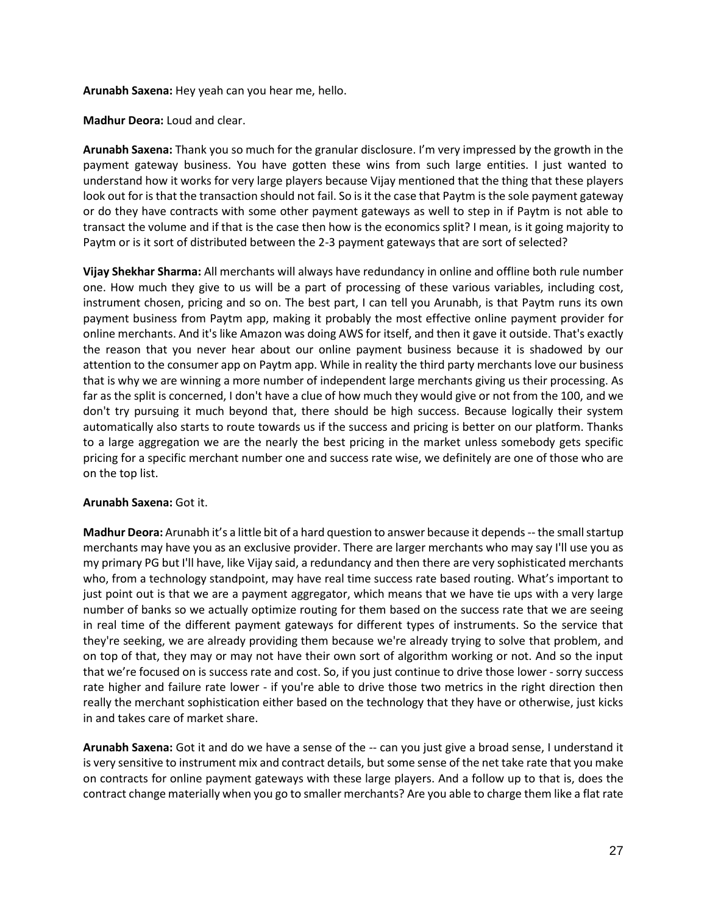**Arunabh Saxena:** Hey yeah can you hear me, hello.

**Madhur Deora:** Loud and clear.

**Arunabh Saxena:** Thank you so much for the granular disclosure. I'm very impressed by the growth in the payment gateway business. You have gotten these wins from such large entities. I just wanted to understand how it works for very large players because Vijay mentioned that the thing that these players look out for is that the transaction should not fail. So is it the case that Paytm is the sole payment gateway or do they have contracts with some other payment gateways as well to step in if Paytm is not able to transact the volume and if that is the case then how is the economics split? I mean, is it going majority to Paytm or is it sort of distributed between the 2-3 payment gateways that are sort of selected?

**Vijay Shekhar Sharma:** All merchants will always have redundancy in online and offline both rule number one. How much they give to us will be a part of processing of these various variables, including cost, instrument chosen, pricing and so on. The best part, I can tell you Arunabh, is that Paytm runs its own payment business from Paytm app, making it probably the most effective online payment provider for online merchants. And it's like Amazon was doing AWS for itself, and then it gave it outside. That's exactly the reason that you never hear about our online payment business because it is shadowed by our attention to the consumer app on Paytm app. While in reality the third party merchants love our business that is why we are winning a more number of independent large merchants giving us their processing. As far as the split is concerned, I don't have a clue of how much they would give or not from the 100, and we don't try pursuing it much beyond that, there should be high success. Because logically their system automatically also starts to route towards us if the success and pricing is better on our platform. Thanks to a large aggregation we are the nearly the best pricing in the market unless somebody gets specific pricing for a specific merchant number one and success rate wise, we definitely are one of those who are on the top list.

**Arunabh Saxena:** Got it.

**Madhur Deora:** Arunabh it's a little bit of a hard question to answer because it depends -- the small startup merchants may have you as an exclusive provider. There are larger merchants who may say I'll use you as my primary PG but I'll have, like Vijay said, a redundancy and then there are very sophisticated merchants who, from a technology standpoint, may have real time success rate based routing. What's important to just point out is that we are a payment aggregator, which means that we have tie ups with a very large number of banks so we actually optimize routing for them based on the success rate that we are seeing in real time of the different payment gateways for different types of instruments. So the service that they're seeking, we are already providing them because we're already trying to solve that problem, and on top of that, they may or may not have their own sort of algorithm working or not. And so the input that we're focused on is success rate and cost. So, if you just continue to drive those lower - sorry success rate higher and failure rate lower - if you're able to drive those two metrics in the right direction then really the merchant sophistication either based on the technology that they have or otherwise, just kicks in and takes care of market share.

**Arunabh Saxena:** Got it and do we have a sense of the -- can you just give a broad sense, I understand it is very sensitive to instrument mix and contract details, but some sense of the net take rate that you make on contracts for online payment gateways with these large players. And a follow up to that is, does the contract change materially when you go to smaller merchants? Are you able to charge them like a flat rate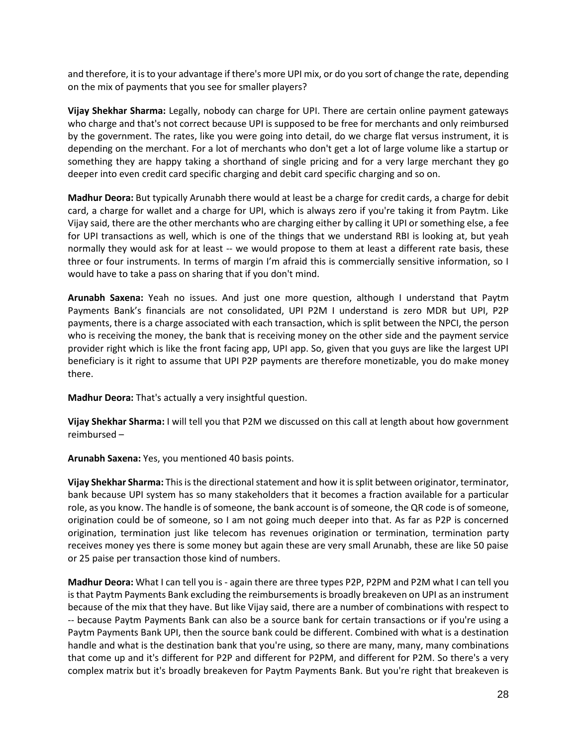and therefore, it is to your advantage if there's more UPI mix, or do you sort of change the rate, depending on the mix of payments that you see for smaller players?

**Vijay Shekhar Sharma:** Legally, nobody can charge for UPI. There are certain online payment gateways who charge and that's not correct because UPI is supposed to be free for merchants and only reimbursed by the government. The rates, like you were going into detail, do we charge flat versus instrument, it is depending on the merchant. For a lot of merchants who don't get a lot of large volume like a startup or something they are happy taking a shorthand of single pricing and for a very large merchant they go deeper into even credit card specific charging and debit card specific charging and so on.

**Madhur Deora:** But typically Arunabh there would at least be a charge for credit cards, a charge for debit card, a charge for wallet and a charge for UPI, which is always zero if you're taking it from Paytm. Like Vijay said, there are the other merchants who are charging either by calling it UPI or something else, a fee for UPI transactions as well, which is one of the things that we understand RBI is looking at, but yeah normally they would ask for at least -- we would propose to them at least a different rate basis, these three or four instruments. In terms of margin I'm afraid this is commercially sensitive information, so I would have to take a pass on sharing that if you don't mind.

**Arunabh Saxena:** Yeah no issues. And just one more question, although I understand that Paytm Payments Bank's financials are not consolidated, UPI P2M I understand is zero MDR but UPI, P2P payments, there is a charge associated with each transaction, which is split between the NPCI, the person who is receiving the money, the bank that is receiving money on the other side and the payment service provider right which is like the front facing app, UPI app. So, given that you guys are like the largest UPI beneficiary is it right to assume that UPI P2P payments are therefore monetizable, you do make money there.

**Madhur Deora:** That's actually a very insightful question.

**Vijay Shekhar Sharma:** I will tell you that P2M we discussed on this call at length about how government reimbursed –

**Arunabh Saxena:** Yes, you mentioned 40 basis points.

**Vijay Shekhar Sharma:** This is the directional statement and how it is split between originator, terminator, bank because UPI system has so many stakeholders that it becomes a fraction available for a particular role, as you know. The handle is of someone, the bank account is of someone, the QR code is of someone, origination could be of someone, so I am not going much deeper into that. As far as P2P is concerned origination, termination just like telecom has revenues origination or termination, termination party receives money yes there is some money but again these are very small Arunabh, these are like 50 paise or 25 paise per transaction those kind of numbers.

**Madhur Deora:** What I can tell you is - again there are three types P2P, P2PM and P2M what I can tell you is that Paytm Payments Bank excluding the reimbursements is broadly breakeven on UPI as an instrument because of the mix that they have. But like Vijay said, there are a number of combinations with respect to -- because Paytm Payments Bank can also be a source bank for certain transactions or if you're using a Paytm Payments Bank UPI, then the source bank could be different. Combined with what is a destination handle and what is the destination bank that you're using, so there are many, many, many combinations that come up and it's different for P2P and different for P2PM, and different for P2M. So there's a very complex matrix but it's broadly breakeven for Paytm Payments Bank. But you're right that breakeven is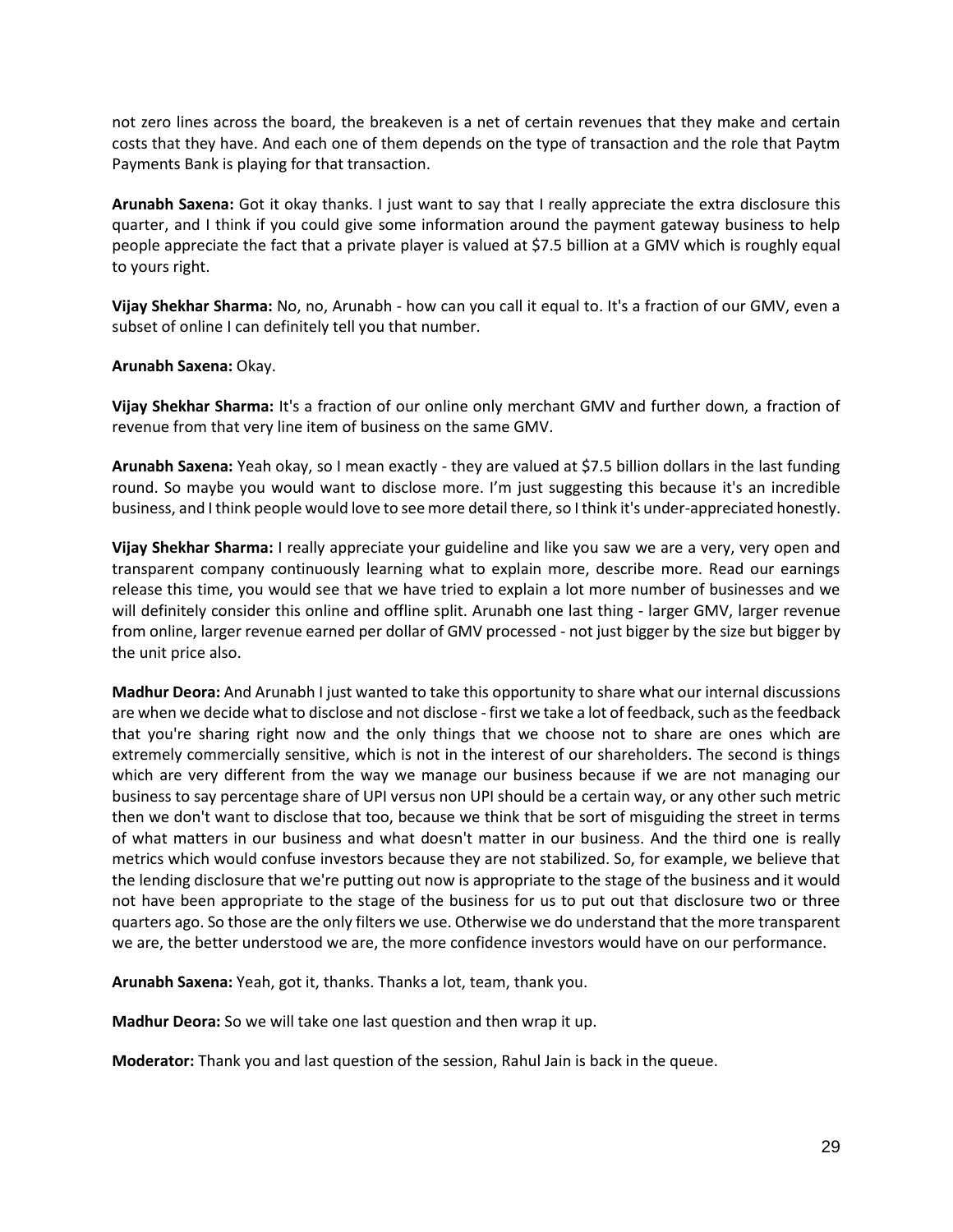not zero lines across the board, the breakeven is a net of certain revenues that they make and certain costs that they have. And each one of them depends on the type of transaction and the role that Paytm Payments Bank is playing for that transaction.

**Arunabh Saxena:** Got it okay thanks. I just want to say that I really appreciate the extra disclosure this quarter, and I think if you could give some information around the payment gateway business to help people appreciate the fact that a private player is valued at $7.5 billion at a GMV which is roughly equal to yours right.

**Vijay Shekhar Sharma:** No, no, Arunabh - how can you call it equal to. It's a fraction of our GMV, even a subset of online I can definitely tell you that number.

**Arunabh Saxena:** Okay.

**Vijay Shekhar Sharma:** It's a fraction of our online only merchant GMV and further down, a fraction of revenue from that very line item of business on the same GMV.

**Arunabh Saxena:** Yeah okay, so I mean exactly - they are valued at $7.5 billion dollars in the last funding round. So maybe you would want to disclose more. I'm just suggesting this because it's an incredible business, and I think people would love to see more detail there, so I think it's under-appreciated honestly.

**Vijay Shekhar Sharma:** I really appreciate your guideline and like you saw we are a very, very open and transparent company continuously learning what to explain more, describe more. Read our earnings release this time, you would see that we have tried to explain a lot more number of businesses and we will definitely consider this online and offline split. Arunabh one last thing - larger GMV, larger revenue from online, larger revenue earned per dollar of GMV processed - not just bigger by the size but bigger by the unit price also.

**Madhur Deora:** And Arunabh I just wanted to take this opportunity to share what our internal discussions are when we decide what to disclose and not disclose - first we take a lot of feedback, such as the feedback that you're sharing right now and the only things that we choose not to share are ones which are extremely commercially sensitive, which is not in the interest of our shareholders. The second is things which are very different from the way we manage our business because if we are not managing our business to say percentage share of UPI versus non UPI should be a certain way, or any other such metric then we don't want to disclose that too, because we think that be sort of misguiding the street in terms of what matters in our business and what doesn't matter in our business. And the third one is really metrics which would confuse investors because they are not stabilized. So, for example, we believe that the lending disclosure that we're putting out now is appropriate to the stage of the business and it would not have been appropriate to the stage of the business for us to put out that disclosure two or three quarters ago. So those are the only filters we use. Otherwise we do understand that the more transparent we are, the better understood we are, the more confidence investors would have on our performance.

**Arunabh Saxena:** Yeah, got it, thanks. Thanks a lot, team, thank you.

**Madhur Deora:** So we will take one last question and then wrap it up.

**Moderator:** Thank you and last question of the session, Rahul Jain is back in the queue.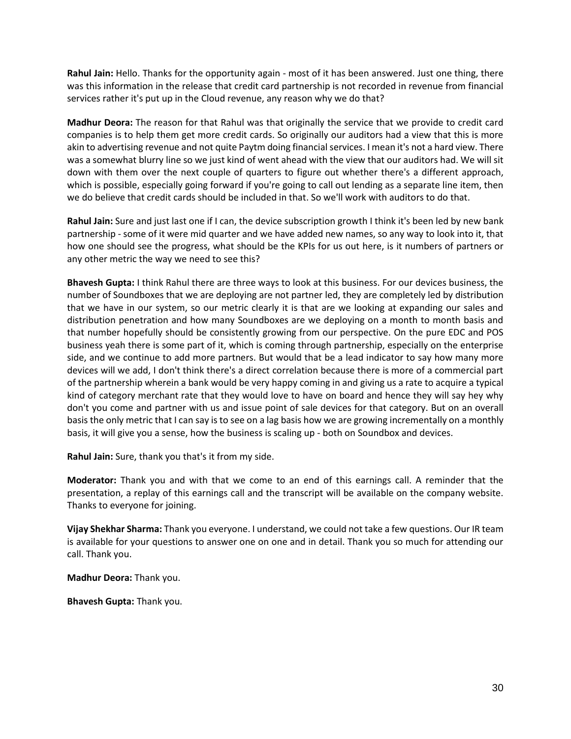**Rahul Jain:** Hello. Thanks for the opportunity again - most of it has been answered. Just one thing, there was this information in the release that credit card partnership is not recorded in revenue from financial services rather it's put up in the Cloud revenue, any reason why we do that?

**Madhur Deora:** The reason for that Rahul was that originally the service that we provide to credit card companies is to help them get more credit cards. So originally our auditors had a view that this is more akin to advertising revenue and not quite Paytm doing financial services. I mean it's not a hard view. There was a somewhat blurry line so we just kind of went ahead with the view that our auditors had. We will sit down with them over the next couple of quarters to figure out whether there's a different approach, which is possible, especially going forward if you're going to call out lending as a separate line item, then we do believe that credit cards should be included in that. So we'll work with auditors to do that.

**Rahul Jain:** Sure and just last one if I can, the device subscription growth I think it's been led by new bank partnership - some of it were mid quarter and we have added new names, so any way to look into it, that how one should see the progress, what should be the KPIs for us out here, is it numbers of partners or any other metric the way we need to see this?

**Bhavesh Gupta:** I think Rahul there are three ways to look at this business. For our devices business, the number of Soundboxes that we are deploying are not partner led, they are completely led by distribution that we have in our system, so our metric clearly it is that are we looking at expanding our sales and distribution penetration and how many Soundboxes are we deploying on a month to month basis and that number hopefully should be consistently growing from our perspective. On the pure EDC and POS business yeah there is some part of it, which is coming through partnership, especially on the enterprise side, and we continue to add more partners. But would that be a lead indicator to say how many more devices will we add, I don't think there's a direct correlation because there is more of a commercial part of the partnership wherein a bank would be very happy coming in and giving us a rate to acquire a typical kind of category merchant rate that they would love to have on board and hence they will say hey why don't you come and partner with us and issue point of sale devices for that category. But on an overall basis the only metric that I can say is to see on a lag basis how we are growing incrementally on a monthly basis, it will give you a sense, how the business is scaling up - both on Soundbox and devices.

**Rahul Jain:** Sure, thank you that's it from my side.

**Moderator:** Thank you and with that we come to an end of this earnings call. A reminder that the presentation, a replay of this earnings call and the transcript will be available on the company website. Thanks to everyone for joining.

**Vijay Shekhar Sharma:** Thank you everyone. I understand, we could not take a few questions. Our IR team is available for your questions to answer one on one and in detail. Thank you so much for attending our call. Thank you.

**Madhur Deora:** Thank you.

**Bhavesh Gupta:** Thank you.